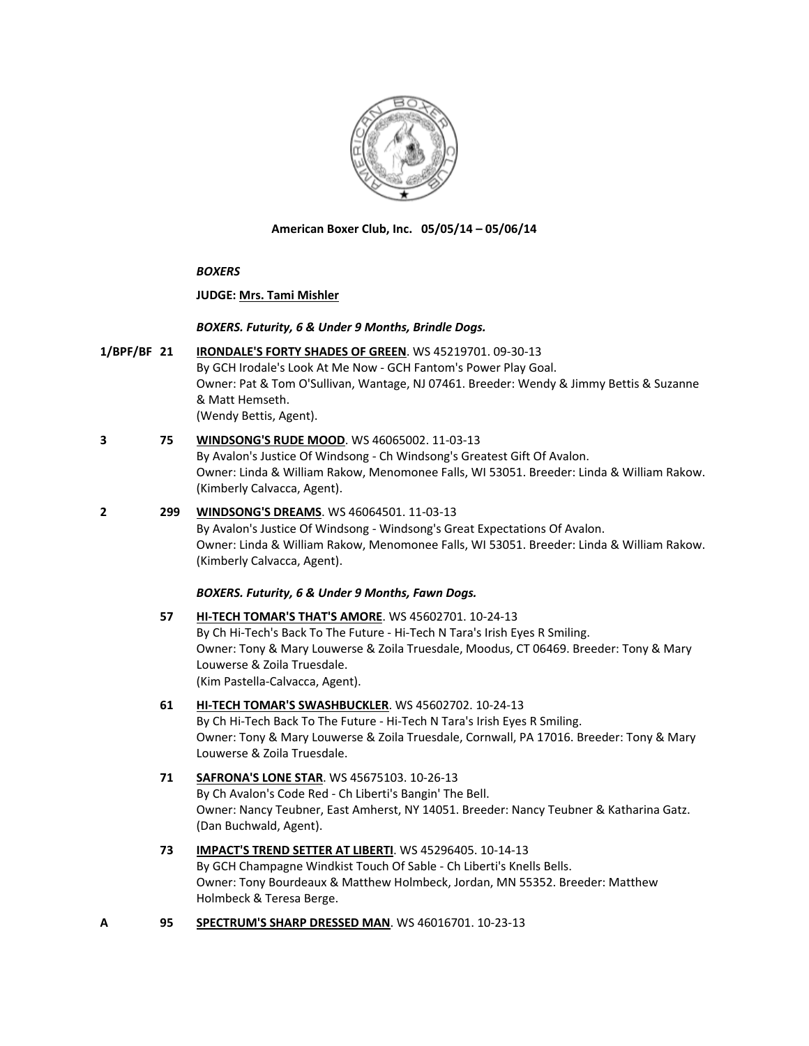**American Boxer Club, Inc. 05/05/14 – 05/06/14**

***BOXERS***

**JUDGE: Mrs. Tami Mishler**

***BOXERS. Futurity, 6 & Under 9 Months, Brindle Dogs.***

**1/BPF/BF 21** **IRONDALE'S FORTY SHADES OF GREEN**. WS 45219701. 09-30-13
By GCH Irodale's Look At Me Now - GCH Fantom's Power Play Goal.
Owner: Pat & Tom O'Sullivan, Wantage, NJ 07461. Breeder: Wendy & Jimmy Bettis & Suzanne & Matt Hemseth.
(Wendy Bettis, Agent).

**3 75** **WINDSONG'S RUDE MOOD**. WS 46065002. 11-03-13
By Avalon's Justice Of Windsong - Ch Windsong's Greatest Gift Of Avalon.
Owner: Linda & William Rakow, Menomonee Falls, WI 53051. Breeder: Linda & William Rakow.
(Kimberly Calvacca, Agent).

**2 299** **WINDSONG'S DREAMS**. WS 46064501. 11-03-13
By Avalon's Justice Of Windsong - Windsong's Great Expectations Of Avalon.
Owner: Linda & William Rakow, Menomonee Falls, WI 53051. Breeder: Linda & William Rakow.
(Kimberly Calvacca, Agent).

***BOXERS. Futurity, 6 & Under 9 Months, Fawn Dogs.***

**57** **HI-TECH TOMAR'S THAT'S AMORE**. WS 45602701. 10-24-13
By Ch Hi-Tech's Back To The Future - Hi-Tech N Tara's Irish Eyes R Smiling.
Owner: Tony & Mary Louwerse & Zoila Truesdale, Moodus, CT 06469. Breeder: Tony & Mary Louwerse & Zoila Truesdale.
(Kim Pastella-Calvacca, Agent).

**61** **HI-TECH TOMAR'S SWASHBUCKLER**. WS 45602702. 10-24-13
By Ch Hi-Tech Back To The Future - Hi-Tech N Tara's Irish Eyes R Smiling.
Owner: Tony & Mary Louwerse & Zoila Truesdale, Cornwall, PA 17016. Breeder: Tony & Mary Louwerse & Zoila Truesdale.

**71** **SAFRONA'S LONE STAR**. WS 45675103. 10-26-13
By Ch Avalon's Code Red - Ch Liberti's Bangin' The Bell.
Owner: Nancy Teubner, East Amherst, NY 14051. Breeder: Nancy Teubner & Katharina Gatz.
(Dan Buchwald, Agent).

**73** **IMPACT'S TREND SETTER AT LIBERTI**. WS 45296405. 10-14-13
By GCH Champagne Windkist Touch Of Sable - Ch Liberti's Knells Bells.
Owner: Tony Bourdeaux & Matthew Holmbeck, Jordan, MN 55352. Breeder: Matthew Holmbeck & Teresa Berge.

**A 95** **SPECTRUM'S SHARP DRESSED MAN**. WS 46016701. 10-23-13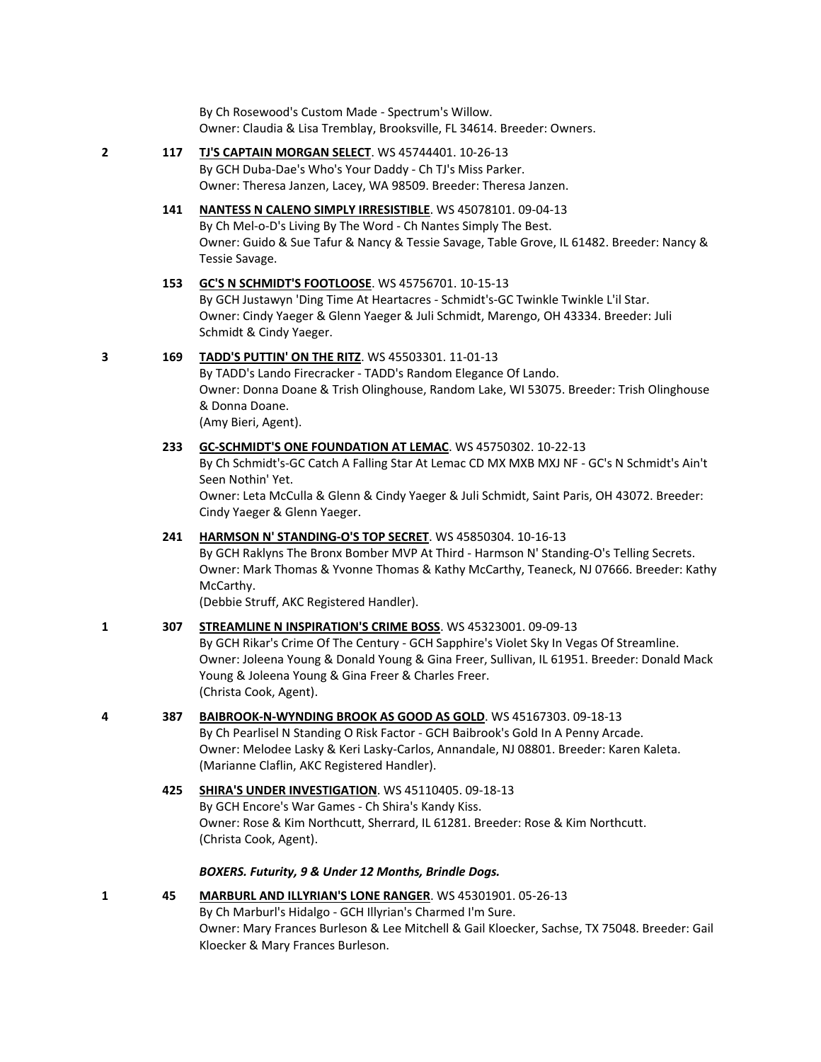By Ch Rosewood's Custom Made - Spectrum's Willow.
Owner: Claudia & Lisa Tremblay, Brooksville, FL 34614. Breeder: Owners.

2 117 **TJ'S CAPTAIN MORGAN SELECT**. WS 45744401. 10-26-13
By GCH Duba-Dae's Who's Your Daddy - Ch TJ's Miss Parker.
Owner: Theresa Janzen, Lacey, WA 98509. Breeder: Theresa Janzen.

141 **NANTESS N CALENO SIMPLY IRRESISTIBLE**. WS 45078101. 09-04-13
By Ch Mel-o-D's Living By The Word - Ch Nantes Simply The Best.
Owner: Guido & Sue Tafur & Nancy & Tessie Savage, Table Grove, IL 61482. Breeder: Nancy & Tessie Savage.

153 **GC'S N SCHMIDT'S FOOTLOOSE**. WS 45756701. 10-15-13
By GCH Justawyn 'Ding Time At Heartacres - Schmidt's-GC Twinkle Twinkle L'il Star.
Owner: Cindy Yaeger & Glenn Yaeger & Juli Schmidt, Marengo, OH 43334. Breeder: Juli Schmidt & Cindy Yaeger.

3 169 **TADD'S PUTTIN' ON THE RITZ**. WS 45503301. 11-01-13
By TADD's Lando Firecracker - TADD's Random Elegance Of Lando.
Owner: Donna Doane & Trish Olinghouse, Random Lake, WI 53075. Breeder: Trish Olinghouse & Donna Doane.
(Amy Bieri, Agent).

233 **GC-SCHMIDT'S ONE FOUNDATION AT LEMAC**. WS 45750302. 10-22-13
By Ch Schmidt's-GC Catch A Falling Star At Lemac CD MX MXB MXJ NF - GC's N Schmidt's Ain't Seen Nothin' Yet.
Owner: Leta McCulla & Glenn & Cindy Yaeger & Juli Schmidt, Saint Paris, OH 43072. Breeder: Cindy Yaeger & Glenn Yaeger.

241 **HARMSON N' STANDING-O'S TOP SECRET**. WS 45850304. 10-16-13
By GCH Raklyns The Bronx Bomber MVP At Third - Harmson N' Standing-O's Telling Secrets.
Owner: Mark Thomas & Yvonne Thomas & Kathy McCarthy, Teaneck, NJ 07666. Breeder: Kathy McCarthy.
(Debbie Struff, AKC Registered Handler).

1 307 **STREAMLINE N INSPIRATION'S CRIME BOSS**. WS 45323001. 09-09-13
By GCH Rikar's Crime Of The Century - GCH Sapphire's Violet Sky In Vegas Of Streamline.
Owner: Joleena Young & Donald Young & Gina Freer, Sullivan, IL 61951. Breeder: Donald Mack Young & Joleena Young & Gina Freer & Charles Freer.
(Christa Cook, Agent).

4 387 **BAIBROOK-N-WYNDING BROOK AS GOOD AS GOLD**. WS 45167303. 09-18-13
By Ch Pearlisel N Standing O Risk Factor - GCH Baibrook's Gold In A Penny Arcade.
Owner: Melodee Lasky & Keri Lasky-Carlos, Annandale, NJ 08801. Breeder: Karen Kaleta.
(Marianne Claflin, AKC Registered Handler).

425 **SHIRA'S UNDER INVESTIGATION**. WS 45110405. 09-18-13
By GCH Encore's War Games - Ch Shira's Kandy Kiss.
Owner: Rose & Kim Northcutt, Sherrard, IL 61281. Breeder: Rose & Kim Northcutt.
(Christa Cook, Agent).

***BOXERS. Futurity, 9 & Under 12 Months, Brindle Dogs.***

1 45 **MARBURL AND ILLYRIAN'S LONE RANGER**. WS 45301901. 05-26-13
By Ch Marburl's Hidalgo - GCH Illyrian's Charmed I'm Sure.
Owner: Mary Frances Burleson & Lee Mitchell & Gail Kloecker, Sachse, TX 75048. Breeder: Gail Kloecker & Mary Frances Burleson.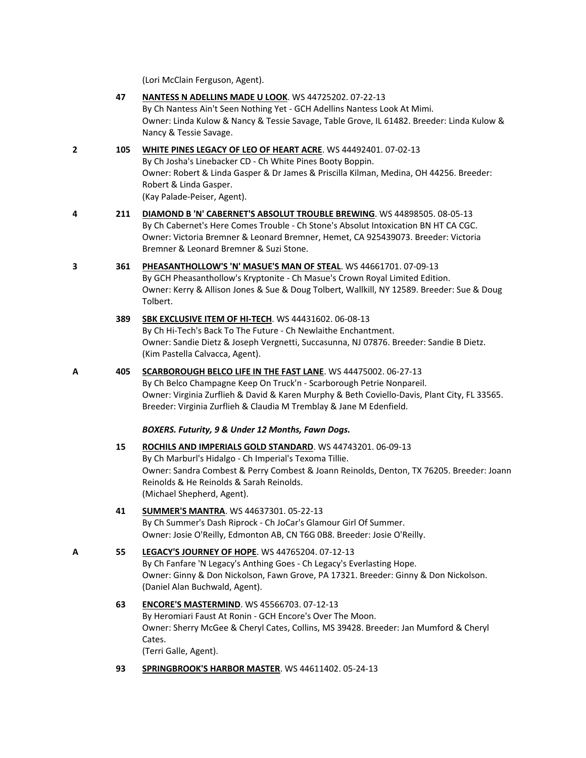(Lori McClain Ferguson, Agent).

47 **NANTESS N ADELLINS MADE U LOOK**. WS 44725202. 07-22-13
By Ch Nantess Ain't Seen Nothing Yet - GCH Adellins Nantess Look At Mimi.
Owner: Linda Kulow & Nancy & Tessie Savage, Table Grove, IL 61482. Breeder: Linda Kulow & Nancy & Tessie Savage.

2 105 **WHITE PINES LEGACY OF LEO OF HEART ACRE**. WS 44492401. 07-02-13
By Ch Josha's Linebacker CD - Ch White Pines Booty Boppin.
Owner: Robert & Linda Gasper & Dr James & Priscilla Kilman, Medina, OH 44256. Breeder: Robert & Linda Gasper.
(Kay Palade-Peiser, Agent).

4 211 **DIAMOND B 'N' CABERNET'S ABSOLUT TROUBLE BREWING**. WS 44898505. 08-05-13
By Ch Cabernet's Here Comes Trouble - Ch Stone's Absolut Intoxication BN HT CA CGC.
Owner: Victoria Bremner & Leonard Bremner, Hemet, CA 925439073. Breeder: Victoria Bremner & Leonard Bremner & Suzi Stone.

3 361 **PHEASANTHOLLOW'S 'N' MASUE'S MAN OF STEAL**. WS 44661701. 07-09-13
By GCH Pheasanthollow's Kryptonite - Ch Masue's Crown Royal Limited Edition.
Owner: Kerry & Allison Jones & Sue & Doug Tolbert, Wallkill, NY 12589. Breeder: Sue & Doug Tolbert.

389 **SBK EXCLUSIVE ITEM OF HI-TECH**. WS 44431602. 06-08-13
By Ch Hi-Tech's Back To The Future - Ch Newlaithe Enchantment.
Owner: Sandie Dietz & Joseph Vergnetti, Succasunna, NJ 07876. Breeder: Sandie B Dietz.
(Kim Pastella Calvacca, Agent).

A 405 **SCARBOROUGH BELCO LIFE IN THE FAST LANE**. WS 44475002. 06-27-13
By Ch Belco Champagne Keep On Truck'n - Scarborough Petrie Nonpareil.
Owner: Virginia Zurflieh & David & Karen Murphy & Beth Coviello-Davis, Plant City, FL 33565. Breeder: Virginia Zurflieh & Claudia M Tremblay & Jane M Edenfield.

***BOXERS. Futurity, 9 & Under 12 Months, Fawn Dogs.***

15 **ROCHILS AND IMPERIALS GOLD STANDARD**. WS 44743201. 06-09-13
By Ch Marburl's Hidalgo - Ch Imperial's Texoma Tillie.
Owner: Sandra Combest & Perry Combest & Joann Reinolds, Denton, TX 76205. Breeder: Joann Reinolds & He Reinolds & Sarah Reinolds.
(Michael Shepherd, Agent).

41 **SUMMER'S MANTRA**. WS 44637301. 05-22-13
By Ch Summer's Dash Riprock - Ch JoCar's Glamour Girl Of Summer.
Owner: Josie O'Reilly, Edmonton AB, CN T6G 0B8. Breeder: Josie O'Reilly.

A 55 **LEGACY'S JOURNEY OF HOPE**. WS 44765204. 07-12-13
By Ch Fanfare 'N Legacy's Anthing Goes - Ch Legacy's Everlasting Hope.
Owner: Ginny & Don Nickolson, Fawn Grove, PA 17321. Breeder: Ginny & Don Nickolson.
(Daniel Alan Buchwald, Agent).

63 **ENCORE'S MASTERMIND**. WS 45566703. 07-12-13
By Heromiari Faust At Ronin - GCH Encore's Over The Moon.
Owner: Sherry McGee & Cheryl Cates, Collins, MS 39428. Breeder: Jan Mumford & Cheryl Cates.
(Terri Galle, Agent).

93 **SPRINGBROOK'S HARBOR MASTER**. WS 44611402. 05-24-13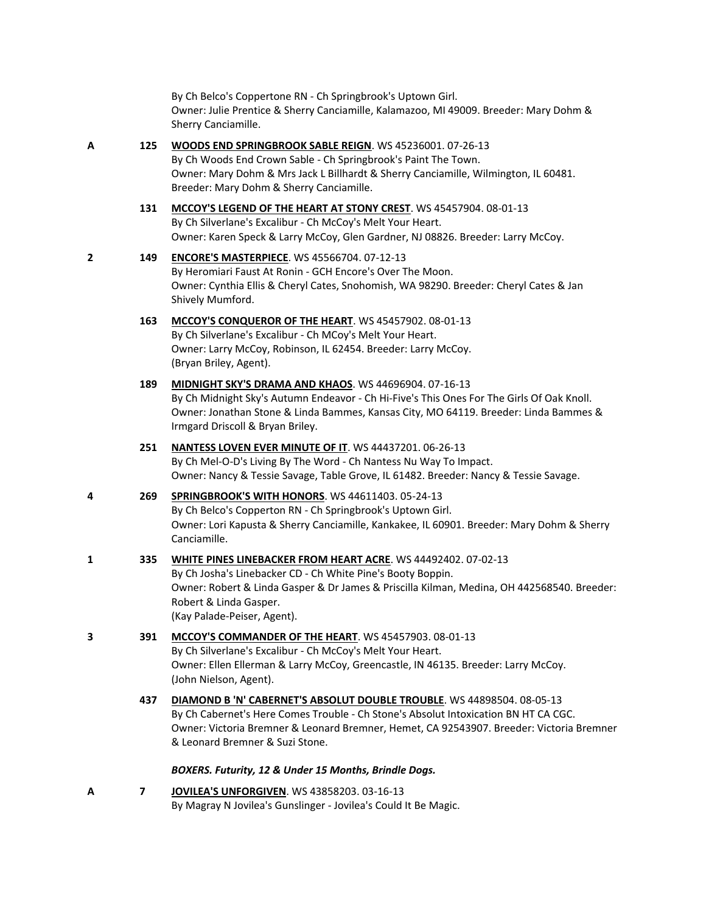By Ch Belco's Coppertone RN - Ch Springbrook's Uptown Girl.
Owner: Julie Prentice & Sherry Canciamille, Kalamazoo, MI 49009. Breeder: Mary Dohm & Sherry Canciamille.

A 125 **WOODS END SPRINGBROOK SABLE REIGN**. WS 45236001. 07-26-13
By Ch Woods End Crown Sable - Ch Springbrook's Paint The Town.
Owner: Mary Dohm & Mrs Jack L Billhardt & Sherry Canciamille, Wilmington, IL 60481. Breeder: Mary Dohm & Sherry Canciamille.

131 **MCCOY'S LEGEND OF THE HEART AT STONY CREST**. WS 45457904. 08-01-13
By Ch Silverlane's Excalibur - Ch McCoy's Melt Your Heart.
Owner: Karen Speck & Larry McCoy, Glen Gardner, NJ 08826. Breeder: Larry McCoy.

2 149 **ENCORE'S MASTERPIECE**. WS 45566704. 07-12-13
By Heromiari Faust At Ronin - GCH Encore's Over The Moon.
Owner: Cynthia Ellis & Cheryl Cates, Snohomish, WA 98290. Breeder: Cheryl Cates & Jan Shively Mumford.

163 **MCCOY'S CONQUEROR OF THE HEART**. WS 45457902. 08-01-13
By Ch Silverlane's Excalibur - Ch MCoy's Melt Your Heart.
Owner: Larry McCoy, Robinson, IL 62454. Breeder: Larry McCoy.
(Bryan Briley, Agent).

189 **MIDNIGHT SKY'S DRAMA AND KHAOS**. WS 44696904. 07-16-13
By Ch Midnight Sky's Autumn Endeavor - Ch Hi-Five's This Ones For The Girls Of Oak Knoll.
Owner: Jonathan Stone & Linda Bammes, Kansas City, MO 64119. Breeder: Linda Bammes & Irmgard Driscoll & Bryan Briley.

251 **NANTESS LOVEN EVER MINUTE OF IT**. WS 44437201. 06-26-13
By Ch Mel-O-D's Living By The Word - Ch Nantess Nu Way To Impact.
Owner: Nancy & Tessie Savage, Table Grove, IL 61482. Breeder: Nancy & Tessie Savage.

4 269 **SPRINGBROOK'S WITH HONORS**. WS 44611403. 05-24-13
By Ch Belco's Copperton RN - Ch Springbrook's Uptown Girl.
Owner: Lori Kapusta & Sherry Canciamille, Kankakee, IL 60901. Breeder: Mary Dohm & Sherry Canciamille.

1 335 **WHITE PINES LINEBACKER FROM HEART ACRE**. WS 44492402. 07-02-13
By Ch Josha's Linebacker CD - Ch White Pine's Booty Boppin.
Owner: Robert & Linda Gasper & Dr James & Priscilla Kilman, Medina, OH 442568540. Breeder: Robert & Linda Gasper.
(Kay Palade-Peiser, Agent).

3 391 **MCCOY'S COMMANDER OF THE HEART**. WS 45457903. 08-01-13
By Ch Silverlane's Excalibur - Ch McCoy's Melt Your Heart.
Owner: Ellen Ellerman & Larry McCoy, Greencastle, IN 46135. Breeder: Larry McCoy.
(John Nielson, Agent).

437 **DIAMOND B 'N' CABERNET'S ABSOLUT DOUBLE TROUBLE**. WS 44898504. 08-05-13
By Ch Cabernet's Here Comes Trouble - Ch Stone's Absolut Intoxication BN HT CA CGC.
Owner: Victoria Bremner & Leonard Bremner, Hemet, CA 92543907. Breeder: Victoria Bremner & Leonard Bremner & Suzi Stone.

***BOXERS. Futurity, 12 & Under 15 Months, Brindle Dogs.***

A 7 **JOVILEA'S UNFORGIVEN**. WS 43858203. 03-16-13
By Magray N Jovilea's Gunslinger - Jovilea's Could It Be Magic.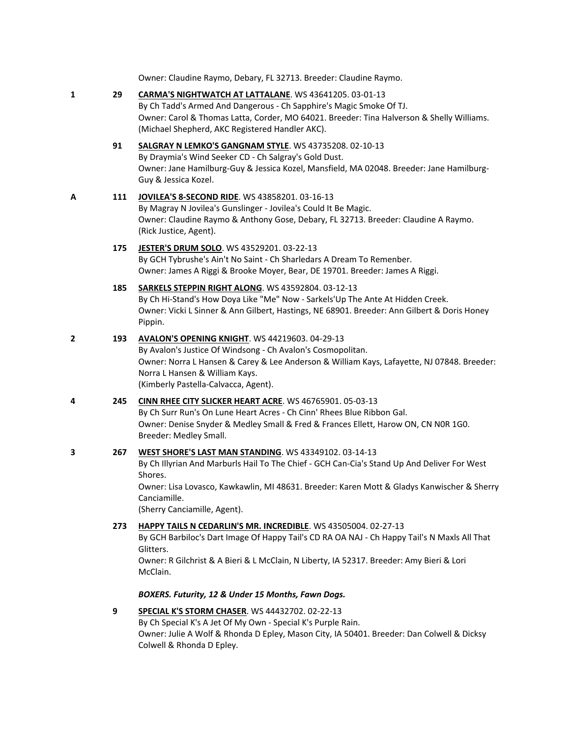Owner: Claudine Raymo, Debary, FL 32713. Breeder: Claudine Raymo.

**1** **29** **CARMA'S NIGHTWATCH AT LATTALANE**. WS 43641205. 03-01-13
By Ch Tadd's Armed And Dangerous - Ch Sapphire's Magic Smoke Of TJ.
Owner: Carol & Thomas Latta, Corder, MO 64021. Breeder: Tina Halverson & Shelly Williams.
(Michael Shepherd, AKC Registered Handler AKC).

**91** **SALGRAY N LEMKO'S GANGNAM STYLE**. WS 43735208. 02-10-13
By Draymia's Wind Seeker CD - Ch Salgray's Gold Dust.
Owner: Jane Hamilburg-Guy & Jessica Kozel, Mansfield, MA 02048. Breeder: Jane Hamilburg-Guy & Jessica Kozel.

**A** **111** **JOVILEA'S 8-SECOND RIDE**. WS 43858201. 03-16-13
By Magray N Jovilea's Gunslinger - Jovilea's Could It Be Magic.
Owner: Claudine Raymo & Anthony Gose, Debary, FL 32713. Breeder: Claudine A Raymo.
(Rick Justice, Agent).

**175** **JESTER'S DRUM SOLO**. WS 43529201. 03-22-13
By GCH Tybrushe's Ain't No Saint - Ch Sharledars A Dream To Remenber.
Owner: James A Riggi & Brooke Moyer, Bear, DE 19701. Breeder: James A Riggi.

**185** **SARKELS STEPPIN RIGHT ALONG**. WS 43592804. 03-12-13
By Ch Hi-Stand's How Doya Like "Me" Now - Sarkels'Up The Ante At Hidden Creek.
Owner: Vicki L Sinner & Ann Gilbert, Hastings, NE 68901. Breeder: Ann Gilbert & Doris Honey Pippin.

**2** **193** **AVALON'S OPENING KNIGHT**. WS 44219603. 04-29-13
By Avalon's Justice Of Windsong - Ch Avalon's Cosmopolitan.
Owner: Norra L Hansen & Carey & Lee Anderson & William Kays, Lafayette, NJ 07848. Breeder: Norra L Hansen & William Kays.
(Kimberly Pastella-Calvacca, Agent).

**4** **245** **CINN RHEE CITY SLICKER HEART ACRE**. WS 46765901. 05-03-13
By Ch Surr Run's On Lune Heart Acres - Ch Cinn' Rhees Blue Ribbon Gal.
Owner: Denise Snyder & Medley Small & Fred & Frances Ellett, Harow ON, CN N0R 1G0.
Breeder: Medley Small.

**3** **267** **WEST SHORE'S LAST MAN STANDING**. WS 43349102. 03-14-13
By Ch Illyrian And Marburls Hail To The Chief - GCH Can-Cia's Stand Up And Deliver For West Shores.
Owner: Lisa Lovasco, Kawkawlin, MI 48631. Breeder: Karen Mott & Gladys Kanwischer & Sherry Canciamille.
(Sherry Canciamille, Agent).

**273** **HAPPY TAILS N CEDARLIN'S MR. INCREDIBLE**. WS 43505004. 02-27-13
By GCH Barbiloc's Dart Image Of Happy Tail's CD RA OA NAJ - Ch Happy Tail's N Maxls All That Glitters.
Owner: R Gilchrist & A Bieri & L McClain, N Liberty, IA 52317. Breeder: Amy Bieri & Lori McClain.

***BOXERS. Futurity, 12 & Under 15 Months, Fawn Dogs.***

**9** **SPECIAL K'S STORM CHASER**. WS 44432702. 02-22-13
By Ch Special K's A Jet Of My Own - Special K's Purple Rain.
Owner: Julie A Wolf & Rhonda D Epley, Mason City, IA 50401. Breeder: Dan Colwell & Dicksy Colwell & Rhonda D Epley.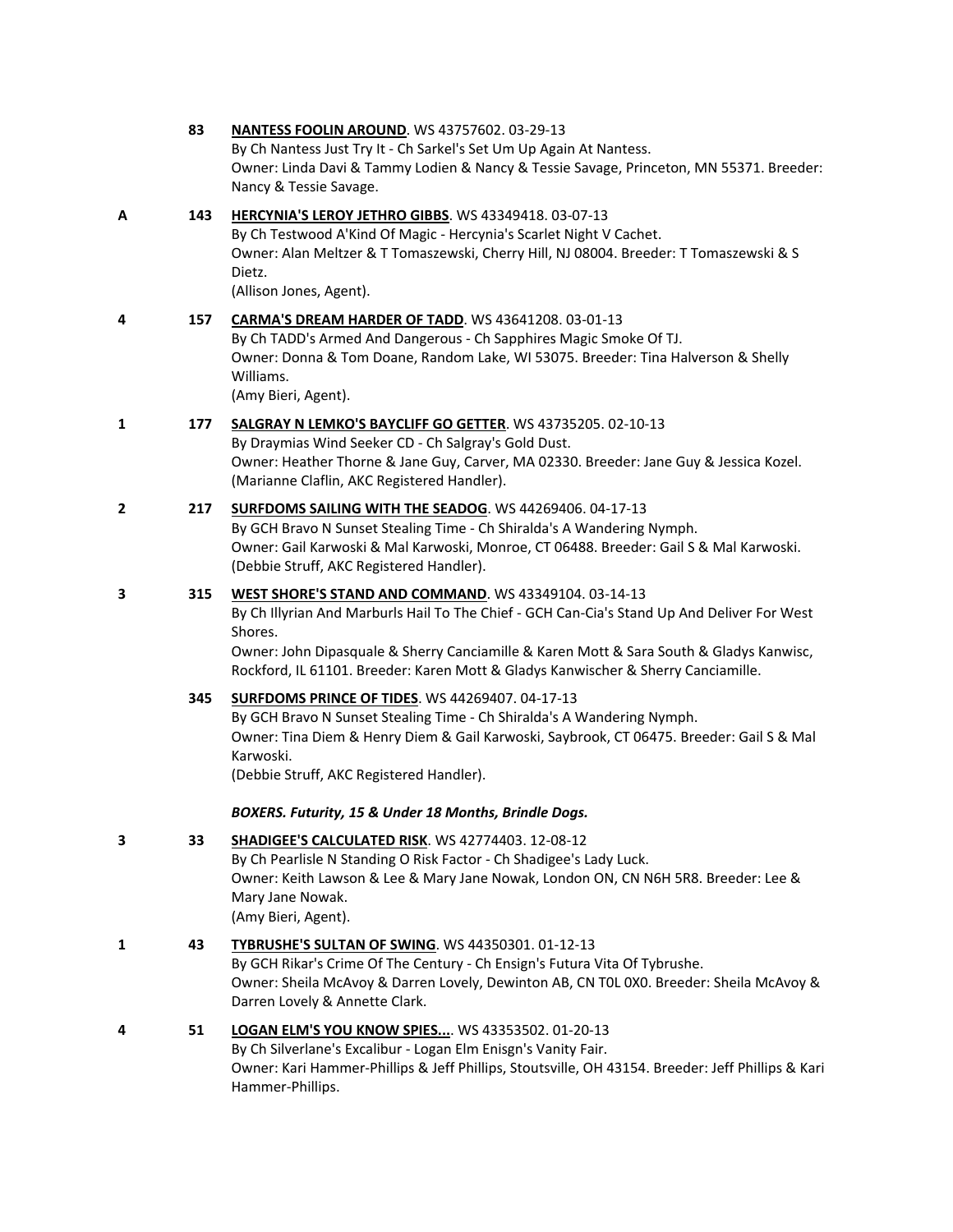83 **NANTESS FOOLIN AROUND**. WS 43757602. 03-29-13
By Ch Nantess Just Try It - Ch Sarkel's Set Um Up Again At Nantess.
Owner: Linda Davi & Tammy Lodien & Nancy & Tessie Savage, Princeton, MN 55371. Breeder: Nancy & Tessie Savage.

A 143 **HERCYNIA'S LEROY JETHRO GIBBS**. WS 43349418. 03-07-13
By Ch Testwood A'Kind Of Magic - Hercynia's Scarlet Night V Cachet.
Owner: Alan Meltzer & T Tomaszewski, Cherry Hill, NJ 08004. Breeder: T Tomaszewski & S Dietz.
(Allison Jones, Agent).

4 157 **CARMA'S DREAM HARDER OF TADD**. WS 43641208. 03-01-13
By Ch TADD's Armed And Dangerous - Ch Sapphires Magic Smoke Of TJ.
Owner: Donna & Tom Doane, Random Lake, WI 53075. Breeder: Tina Halverson & Shelly Williams.
(Amy Bieri, Agent).

1 177 **SALGRAY N LEMKO'S BAYCLIFF GO GETTER**. WS 43735205. 02-10-13
By Draymias Wind Seeker CD - Ch Salgray's Gold Dust.
Owner: Heather Thorne & Jane Guy, Carver, MA 02330. Breeder: Jane Guy & Jessica Kozel.
(Marianne Claflin, AKC Registered Handler).

2 217 **SURFDOMS SAILING WITH THE SEADOG**. WS 44269406. 04-17-13
By GCH Bravo N Sunset Stealing Time - Ch Shiralda's A Wandering Nymph.
Owner: Gail Karwoski & Mal Karwoski, Monroe, CT 06488. Breeder: Gail S & Mal Karwoski.
(Debbie Struff, AKC Registered Handler).

3 315 **WEST SHORE'S STAND AND COMMAND**. WS 43349104. 03-14-13
By Ch Illyrian And Marburls Hail To The Chief - GCH Can-Cia's Stand Up And Deliver For West Shores.
Owner: John Dipasquale & Sherry Canciamille & Karen Mott & Sara South & Gladys Kanwisc, Rockford, IL 61101. Breeder: Karen Mott & Gladys Kanwischer & Sherry Canciamille.

345 **SURFDOMS PRINCE OF TIDES**. WS 44269407. 04-17-13
By GCH Bravo N Sunset Stealing Time - Ch Shiralda's A Wandering Nymph.
Owner: Tina Diem & Henry Diem & Gail Karwoski, Saybrook, CT 06475. Breeder: Gail S & Mal Karwoski.
(Debbie Struff, AKC Registered Handler).

***BOXERS. Futurity, 15 & Under 18 Months, Brindle Dogs.***

3 33 **SHADIGEE'S CALCULATED RISK**. WS 42774403. 12-08-12
By Ch Pearlisle N Standing O Risk Factor - Ch Shadigee's Lady Luck.
Owner: Keith Lawson & Lee & Mary Jane Nowak, London ON, CN N6H 5R8. Breeder: Lee & Mary Jane Nowak.
(Amy Bieri, Agent).

1 43 **TYBRUSHE'S SULTAN OF SWING**. WS 44350301. 01-12-13
By GCH Rikar's Crime Of The Century - Ch Ensign's Futura Vita Of Tybrushe.
Owner: Sheila McAvoy & Darren Lovely, Dewinton AB, CN T0L 0X0. Breeder: Sheila McAvoy & Darren Lovely & Annette Clark.

4 51 **LOGAN ELM'S YOU KNOW SPIES...**. WS 43353502. 01-20-13
By Ch Silverlane's Excalibur - Logan Elm Enisgn's Vanity Fair.
Owner: Kari Hammer-Phillips & Jeff Phillips, Stoutsville, OH 43154. Breeder: Jeff Phillips & Kari Hammer-Phillips.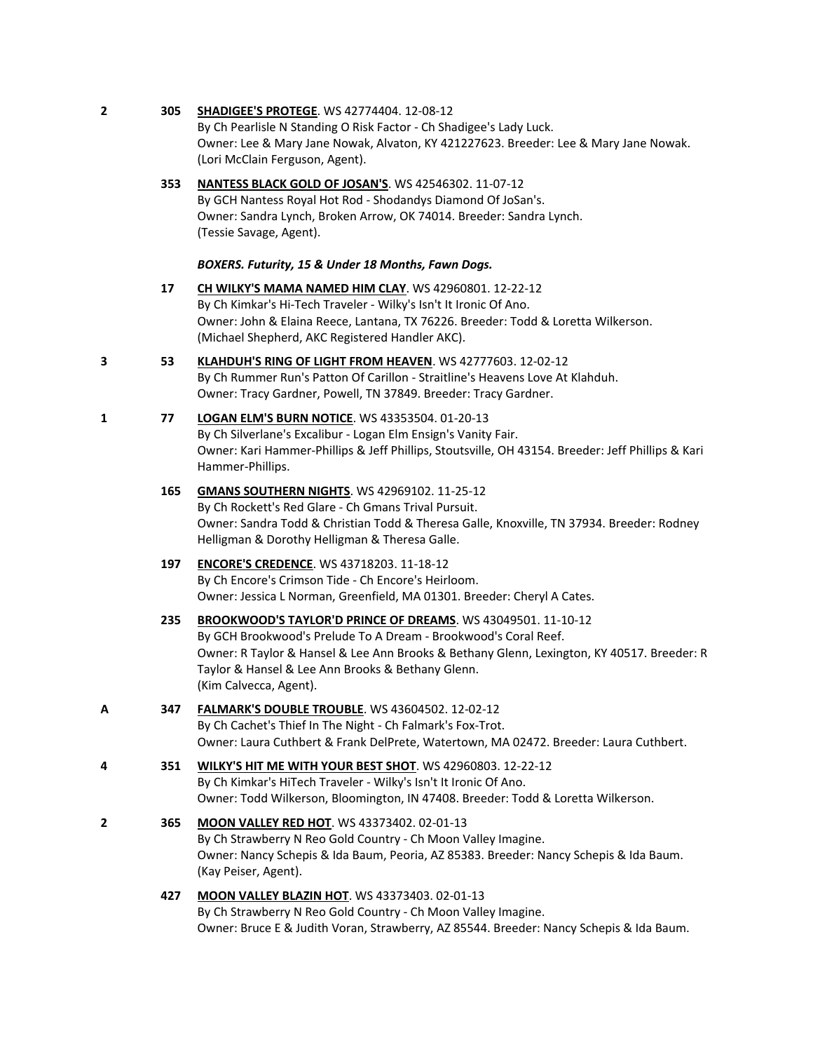**2** **305** **SHADIGEE'S PROTEGE**. WS 42774404. 12-08-12
By Ch Pearlisle N Standing O Risk Factor - Ch Shadigee's Lady Luck.
Owner: Lee & Mary Jane Nowak, Alvaton, KY 421227623. Breeder: Lee & Mary Jane Nowak.
(Lori McClain Ferguson, Agent).

**353** **NANTESS BLACK GOLD OF JOSAN'S**. WS 42546302. 11-07-12
By GCH Nantess Royal Hot Rod - Shodandys Diamond Of JoSan's.
Owner: Sandra Lynch, Broken Arrow, OK 74014. Breeder: Sandra Lynch.
(Tessie Savage, Agent).

***BOXERS. Futurity, 15 & Under 18 Months, Fawn Dogs.***

**17** **CH WILKY'S MAMA NAMED HIM CLAY**. WS 42960801. 12-22-12
By Ch Kimkar's Hi-Tech Traveler - Wilky's Isn't It Ironic Of Ano.
Owner: John & Elaina Reece, Lantana, TX 76226. Breeder: Todd & Loretta Wilkerson.
(Michael Shepherd, AKC Registered Handler AKC).

**3** **53** **KLAHDUH'S RING OF LIGHT FROM HEAVEN**. WS 42777603. 12-02-12
By Ch Rummer Run's Patton Of Carillon - Straitline's Heavens Love At Klahduh.
Owner: Tracy Gardner, Powell, TN 37849. Breeder: Tracy Gardner.

**1** **77** **LOGAN ELM'S BURN NOTICE**. WS 43353504. 01-20-13
By Ch Silverlane's Excalibur - Logan Elm Ensign's Vanity Fair.
Owner: Kari Hammer-Phillips & Jeff Phillips, Stoutsville, OH 43154. Breeder: Jeff Phillips & Kari Hammer-Phillips.

**165** **GMANS SOUTHERN NIGHTS**. WS 42969102. 11-25-12
By Ch Rockett's Red Glare - Ch Gmans Trival Pursuit.
Owner: Sandra Todd & Christian Todd & Theresa Galle, Knoxville, TN 37934. Breeder: Rodney Helligman & Dorothy Helligman & Theresa Galle.

**197** **ENCORE'S CREDENCE**. WS 43718203. 11-18-12
By Ch Encore's Crimson Tide - Ch Encore's Heirloom.
Owner: Jessica L Norman, Greenfield, MA 01301. Breeder: Cheryl A Cates.

**235** **BROOKWOOD'S TAYLOR'D PRINCE OF DREAMS**. WS 43049501. 11-10-12
By GCH Brookwood's Prelude To A Dream - Brookwood's Coral Reef.
Owner: R Taylor & Hansel & Lee Ann Brooks & Bethany Glenn, Lexington, KY 40517. Breeder: R Taylor & Hansel & Lee Ann Brooks & Bethany Glenn.
(Kim Calvecca, Agent).

**A** **347** **FALMARK'S DOUBLE TROUBLE**. WS 43604502. 12-02-12
By Ch Cachet's Thief In The Night - Ch Falmark's Fox-Trot.
Owner: Laura Cuthbert & Frank DelPrete, Watertown, MA 02472. Breeder: Laura Cuthbert.

**4** **351** **WILKY'S HIT ME WITH YOUR BEST SHOT**. WS 42960803. 12-22-12
By Ch Kimkar's HiTech Traveler - Wilky's Isn't It Ironic Of Ano.
Owner: Todd Wilkerson, Bloomington, IN 47408. Breeder: Todd & Loretta Wilkerson.

**2** **365** **MOON VALLEY RED HOT**. WS 43373402. 02-01-13
By Ch Strawberry N Reo Gold Country - Ch Moon Valley Imagine.
Owner: Nancy Schepis & Ida Baum, Peoria, AZ 85383. Breeder: Nancy Schepis & Ida Baum.
(Kay Peiser, Agent).

**427** **MOON VALLEY BLAZIN HOT**. WS 43373403. 02-01-13
By Ch Strawberry N Reo Gold Country - Ch Moon Valley Imagine.
Owner: Bruce E & Judith Voran, Strawberry, AZ 85544. Breeder: Nancy Schepis & Ida Baum.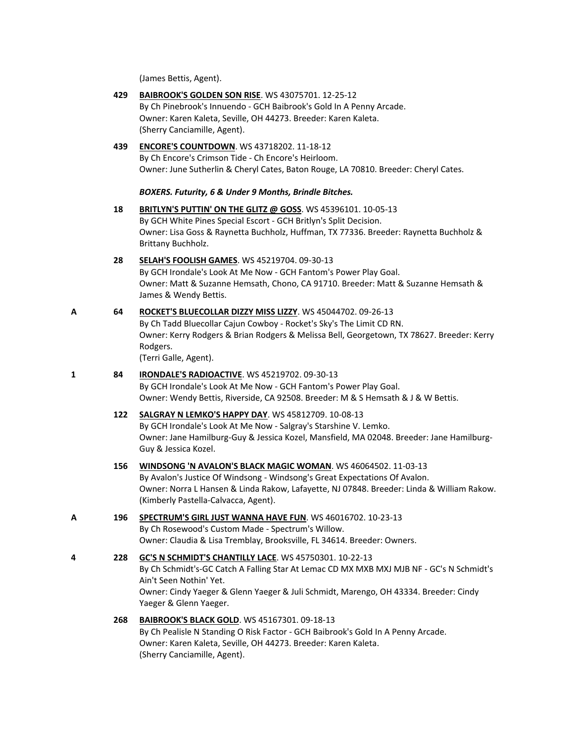(James Bettis, Agent).

429 **BAIBROOK'S GOLDEN SON RISE**. WS 43075701. 12-25-12
By Ch Pinebrook's Innuendo - GCH Baibrook's Gold In A Penny Arcade.
Owner: Karen Kaleta, Seville, OH 44273. Breeder: Karen Kaleta.
(Sherry Canciamille, Agent).

439 **ENCORE'S COUNTDOWN**. WS 43718202. 11-18-12
By Ch Encore's Crimson Tide - Ch Encore's Heirloom.
Owner: June Sutherlin & Cheryl Cates, Baton Rouge, LA 70810. Breeder: Cheryl Cates.

***BOXERS. Futurity, 6 & Under 9 Months, Brindle Bitches.***

18 **BRITLYN'S PUTTIN' ON THE GLITZ @ GOSS**. WS 45396101. 10-05-13
By GCH White Pines Special Escort - GCH Britlyn's Split Decision.
Owner: Lisa Goss & Raynetta Buchholz, Huffman, TX 77336. Breeder: Raynetta Buchholz & Brittany Buchholz.

28 **SELAH'S FOOLISH GAMES**. WS 45219704. 09-30-13
By GCH Irondale's Look At Me Now - GCH Fantom's Power Play Goal.
Owner: Matt & Suzanne Hemsath, Chono, CA 91710. Breeder: Matt & Suzanne Hemsath & James & Wendy Bettis.

A 64 **ROCKET'S BLUECOLLAR DIZZY MISS LIZZY**. WS 45044702. 09-26-13
By Ch Tadd Bluecollar Cajun Cowboy - Rocket's Sky's The Limit CD RN.
Owner: Kerry Rodgers & Brian Rodgers & Melissa Bell, Georgetown, TX 78627. Breeder: Kerry Rodgers.
(Terri Galle, Agent).

1 84 **IRONDALE'S RADIOACTIVE**. WS 45219702. 09-30-13
By GCH Irondale's Look At Me Now - GCH Fantom's Power Play Goal.
Owner: Wendy Bettis, Riverside, CA 92508. Breeder: M & S Hemsath & J & W Bettis.

122 **SALGRAY N LEMKO'S HAPPY DAY**. WS 45812709. 10-08-13
By GCH Irondale's Look At Me Now - Salgray's Starshine V. Lemko.
Owner: Jane Hamilburg-Guy & Jessica Kozel, Mansfield, MA 02048. Breeder: Jane Hamilburg-Guy & Jessica Kozel.

156 **WINDSONG 'N AVALON'S BLACK MAGIC WOMAN**. WS 46064502. 11-03-13
By Avalon's Justice Of Windsong - Windsong's Great Expectations Of Avalon.
Owner: Norra L Hansen & Linda Rakow, Lafayette, NJ 07848. Breeder: Linda & William Rakow.
(Kimberly Pastella-Calvacca, Agent).

A 196 **SPECTRUM'S GIRL JUST WANNA HAVE FUN**. WS 46016702. 10-23-13
By Ch Rosewood's Custom Made - Spectrum's Willow.
Owner: Claudia & Lisa Tremblay, Brooksville, FL 34614. Breeder: Owners.

4 228 **GC'S N SCHMIDT'S CHANTILLY LACE**. WS 45750301. 10-22-13
By Ch Schmidt's-GC Catch A Falling Star At Lemac CD MX MXB MXJ MJB NF - GC's N Schmidt's Ain't Seen Nothin' Yet.
Owner: Cindy Yaeger & Glenn Yaeger & Juli Schmidt, Marengo, OH 43334. Breeder: Cindy Yaeger & Glenn Yaeger.

268 **BAIBROOK'S BLACK GOLD**. WS 45167301. 09-18-13
By Ch Pealisle N Standing O Risk Factor - GCH Baibrook's Gold In A Penny Arcade.
Owner: Karen Kaleta, Seville, OH 44273. Breeder: Karen Kaleta.
(Sherry Canciamille, Agent).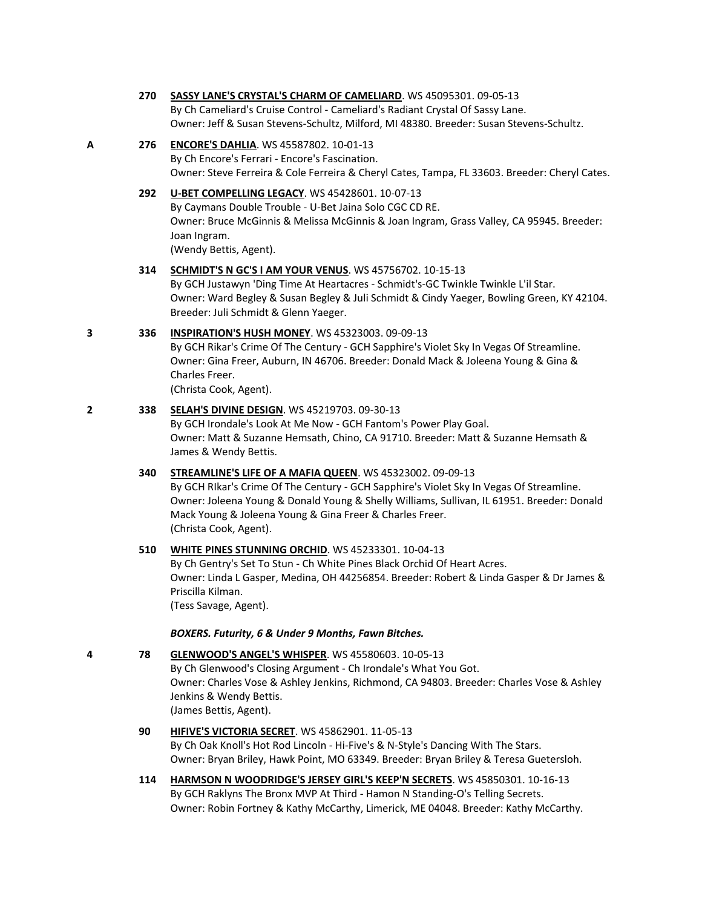**270** **SASSY LANE'S CRYSTAL'S CHARM OF CAMELIARD**. WS 45095301. 09-05-13
By Ch Cameliard's Cruise Control - Cameliard's Radiant Crystal Of Sassy Lane.
Owner: Jeff & Susan Stevens-Schultz, Milford, MI 48380. Breeder: Susan Stevens-Schultz.

A **276** **ENCORE'S DAHLIA**. WS 45587802. 10-01-13
By Ch Encore's Ferrari - Encore's Fascination.
Owner: Steve Ferreira & Cole Ferreira & Cheryl Cates, Tampa, FL 33603. Breeder: Cheryl Cates.

**292** **U-BET COMPELLING LEGACY**. WS 45428601. 10-07-13
By Caymans Double Trouble - U-Bet Jaina Solo CGC CD RE.
Owner: Bruce McGinnis & Melissa McGinnis & Joan Ingram, Grass Valley, CA 95945. Breeder: Joan Ingram.
(Wendy Bettis, Agent).

**314** **SCHMIDT'S N GC'S I AM YOUR VENUS**. WS 45756702. 10-15-13
By GCH Justawyn 'Ding Time At Heartacres - Schmidt's-GC Twinkle Twinkle L'il Star.
Owner: Ward Begley & Susan Begley & Juli Schmidt & Cindy Yaeger, Bowling Green, KY 42104. Breeder: Juli Schmidt & Glenn Yaeger.

3 **336** **INSPIRATION'S HUSH MONEY**. WS 45323003. 09-09-13
By GCH Rikar's Crime Of The Century - GCH Sapphire's Violet Sky In Vegas Of Streamline.
Owner: Gina Freer, Auburn, IN 46706. Breeder: Donald Mack & Joleena Young & Gina & Charles Freer.
(Christa Cook, Agent).

2 **338** **SELAH'S DIVINE DESIGN**. WS 45219703. 09-30-13
By GCH Irondale's Look At Me Now - GCH Fantom's Power Play Goal.
Owner: Matt & Suzanne Hemsath, Chino, CA 91710. Breeder: Matt & Suzanne Hemsath & James & Wendy Bettis.

**340** **STREAMLINE'S LIFE OF A MAFIA QUEEN**. WS 45323002. 09-09-13
By GCH RIkar's Crime Of The Century - GCH Sapphire's Violet Sky In Vegas Of Streamline.
Owner: Joleena Young & Donald Young & Shelly Williams, Sullivan, IL 61951. Breeder: Donald Mack Young & Joleena Young & Gina Freer & Charles Freer.
(Christa Cook, Agent).

**510** **WHITE PINES STUNNING ORCHID**. WS 45233301. 10-04-13
By Ch Gentry's Set To Stun - Ch White Pines Black Orchid Of Heart Acres.
Owner: Linda L Gasper, Medina, OH 44256854. Breeder: Robert & Linda Gasper & Dr James & Priscilla Kilman.
(Tess Savage, Agent).

***BOXERS. Futurity, 6 & Under 9 Months, Fawn Bitches.***

4 **78** **GLENWOOD'S ANGEL'S WHISPER**. WS 45580603. 10-05-13
By Ch Glenwood's Closing Argument - Ch Irondale's What You Got.
Owner: Charles Vose & Ashley Jenkins, Richmond, CA 94803. Breeder: Charles Vose & Ashley Jenkins & Wendy Bettis.
(James Bettis, Agent).

**90** **HIFIVE'S VICTORIA SECRET**. WS 45862901. 11-05-13
By Ch Oak Knoll's Hot Rod Lincoln - Hi-Five's & N-Style's Dancing With The Stars.
Owner: Bryan Briley, Hawk Point, MO 63349. Breeder: Bryan Briley & Teresa Guetersloh.

**114** **HARMSON N WOODRIDGE'S JERSEY GIRL'S KEEP'N SECRETS**. WS 45850301. 10-16-13
By GCH Raklyns The Bronx MVP At Third - Hamon N Standing-O's Telling Secrets.
Owner: Robin Fortney & Kathy McCarthy, Limerick, ME 04048. Breeder: Kathy McCarthy.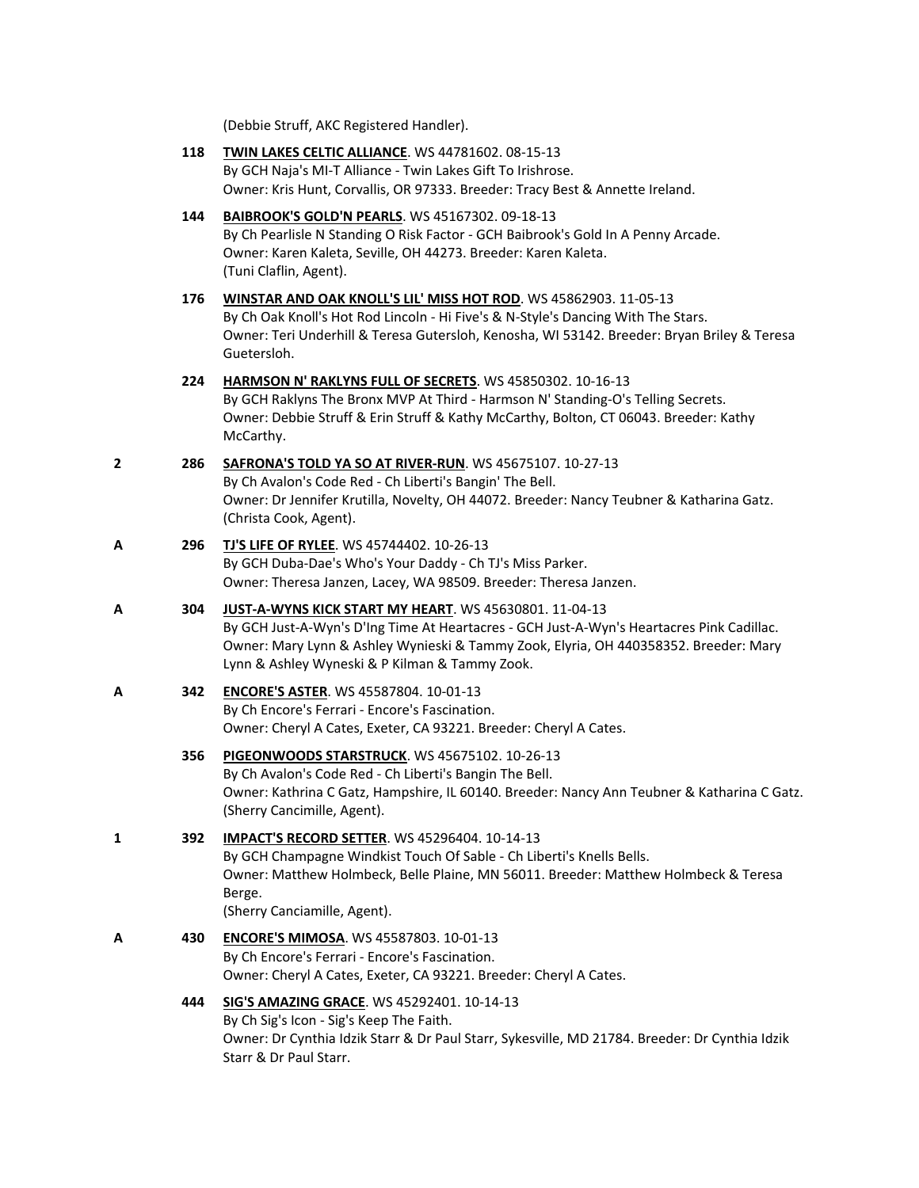(Debbie Struff, AKC Registered Handler).

118 **TWIN LAKES CELTIC ALLIANCE**. WS 44781602. 08-15-13
By GCH Naja's MI-T Alliance - Twin Lakes Gift To Irishrose.
Owner: Kris Hunt, Corvallis, OR 97333. Breeder: Tracy Best & Annette Ireland.

144 **BAIBROOK'S GOLD'N PEARLS**. WS 45167302. 09-18-13
By Ch Pearlisle N Standing O Risk Factor - GCH Baibrook's Gold In A Penny Arcade.
Owner: Karen Kaleta, Seville, OH 44273. Breeder: Karen Kaleta.
(Tuni Claflin, Agent).

176 **WINSTAR AND OAK KNOLL'S LIL' MISS HOT ROD**. WS 45862903. 11-05-13
By Ch Oak Knoll's Hot Rod Lincoln - Hi Five's & N-Style's Dancing With The Stars.
Owner: Teri Underhill & Teresa Gutersloh, Kenosha, WI 53142. Breeder: Bryan Briley & Teresa Guetersloh.

224 **HARMSON N' RAKLYNS FULL OF SECRETS**. WS 45850302. 10-16-13
By GCH Raklyns The Bronx MVP At Third - Harmson N' Standing-O's Telling Secrets.
Owner: Debbie Struff & Erin Struff & Kathy McCarthy, Bolton, CT 06043. Breeder: Kathy McCarthy.

2 286 **SAFRONA'S TOLD YA SO AT RIVER-RUN**. WS 45675107. 10-27-13
By Ch Avalon's Code Red - Ch Liberti's Bangin' The Bell.
Owner: Dr Jennifer Krutilla, Novelty, OH 44072. Breeder: Nancy Teubner & Katharina Gatz.
(Christa Cook, Agent).

A 296 **TJ'S LIFE OF RYLEE**. WS 45744402. 10-26-13
By GCH Duba-Dae's Who's Your Daddy - Ch TJ's Miss Parker.
Owner: Theresa Janzen, Lacey, WA 98509. Breeder: Theresa Janzen.

A 304 **JUST-A-WYNS KICK START MY HEART**. WS 45630801. 11-04-13
By GCH Just-A-Wyn's D'Ing Time At Heartacres - GCH Just-A-Wyn's Heartacres Pink Cadillac.
Owner: Mary Lynn & Ashley Wynieski & Tammy Zook, Elyria, OH 440358352. Breeder: Mary Lynn & Ashley Wyneski & P Kilman & Tammy Zook.

A 342 **ENCORE'S ASTER**. WS 45587804. 10-01-13
By Ch Encore's Ferrari - Encore's Fascination.
Owner: Cheryl A Cates, Exeter, CA 93221. Breeder: Cheryl A Cates.

356 **PIGEONWOODS STARSTRUCK**. WS 45675102. 10-26-13
By Ch Avalon's Code Red - Ch Liberti's Bangin The Bell.
Owner: Kathrina C Gatz, Hampshire, IL 60140. Breeder: Nancy Ann Teubner & Katharina C Gatz.
(Sherry Cancimille, Agent).

1 392 **IMPACT'S RECORD SETTER**. WS 45296404. 10-14-13
By GCH Champagne Windkist Touch Of Sable - Ch Liberti's Knells Bells.
Owner: Matthew Holmbeck, Belle Plaine, MN 56011. Breeder: Matthew Holmbeck & Teresa Berge.
(Sherry Canciamille, Agent).

A 430 **ENCORE'S MIMOSA**. WS 45587803. 10-01-13
By Ch Encore's Ferrari - Encore's Fascination.
Owner: Cheryl A Cates, Exeter, CA 93221. Breeder: Cheryl A Cates.

444 **SIG'S AMAZING GRACE**. WS 45292401. 10-14-13
By Ch Sig's Icon - Sig's Keep The Faith.
Owner: Dr Cynthia Idzik Starr & Dr Paul Starr, Sykesville, MD 21784. Breeder: Dr Cynthia Idzik Starr & Dr Paul Starr.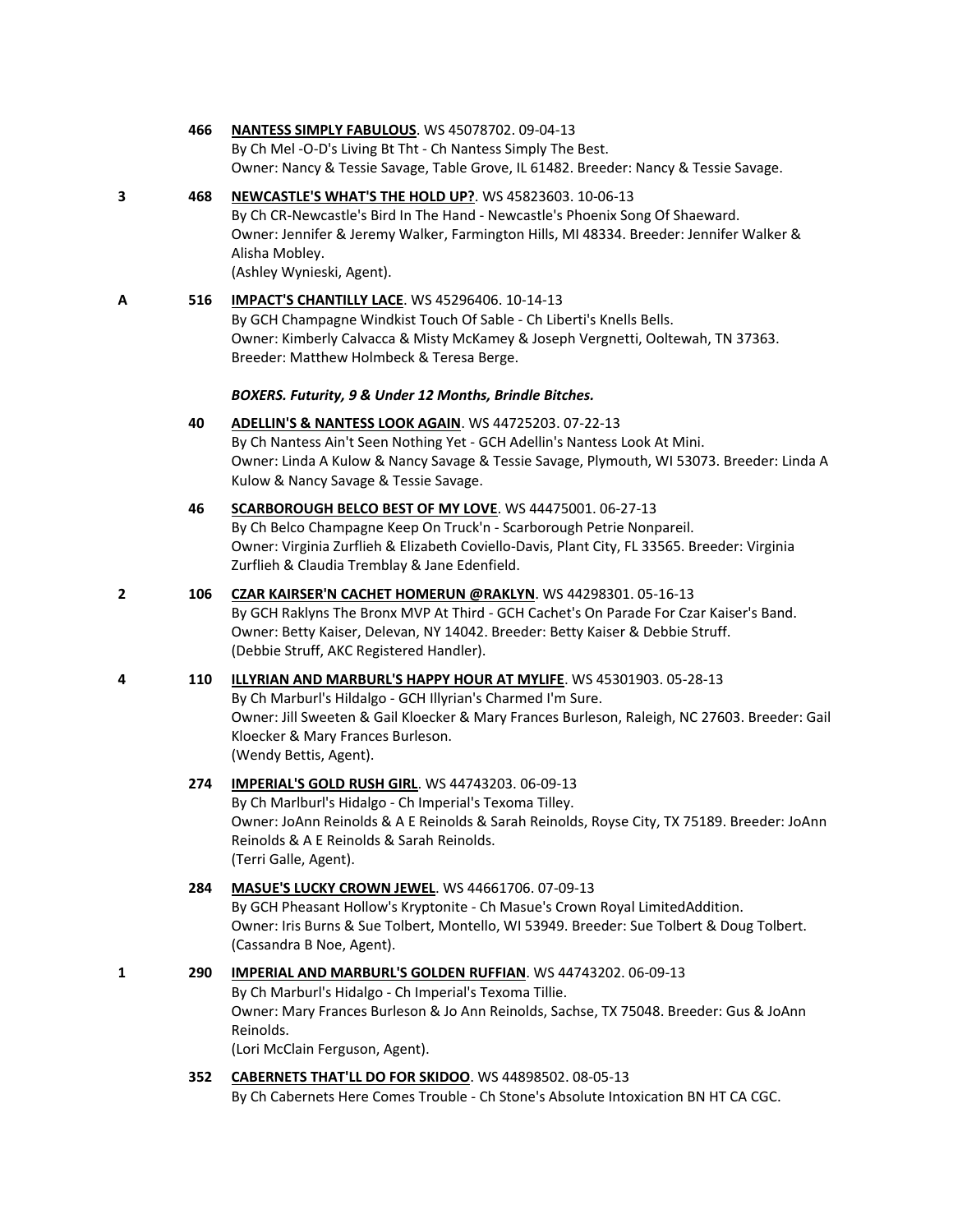466 **NANTESS SIMPLY FABULOUS**. WS 45078702. 09-04-13
By Ch Mel -O-D's Living Bt Tht - Ch Nantess Simply The Best.
Owner: Nancy & Tessie Savage, Table Grove, IL 61482. Breeder: Nancy & Tessie Savage.

3 468 **NEWCASTLE'S WHAT'S THE HOLD UP?**. WS 45823603. 10-06-13
By Ch CR-Newcastle's Bird In The Hand - Newcastle's Phoenix Song Of Shaeward.
Owner: Jennifer & Jeremy Walker, Farmington Hills, MI 48334. Breeder: Jennifer Walker & Alisha Mobley.
(Ashley Wynieski, Agent).

A 516 **IMPACT'S CHANTILLY LACE**. WS 45296406. 10-14-13
By GCH Champagne Windkist Touch Of Sable - Ch Liberti's Knells Bells.
Owner: Kimberly Calvacca & Misty McKamey & Joseph Vergnetti, Ooltewah, TN 37363.
Breeder: Matthew Holmbeck & Teresa Berge.

***BOXERS. Futurity, 9 & Under 12 Months, Brindle Bitches.***

40 **ADELLIN'S & NANTESS LOOK AGAIN**. WS 44725203. 07-22-13
By Ch Nantess Ain't Seen Nothing Yet - GCH Adellin's Nantess Look At Mini.
Owner: Linda A Kulow & Nancy Savage & Tessie Savage, Plymouth, WI 53073. Breeder: Linda A Kulow & Nancy Savage & Tessie Savage.

46 **SCARBOROUGH BELCO BEST OF MY LOVE**. WS 44475001. 06-27-13
By Ch Belco Champagne Keep On Truck'n - Scarborough Petrie Nonpareil.
Owner: Virginia Zurflieh & Elizabeth Coviello-Davis, Plant City, FL 33565. Breeder: Virginia Zurflieh & Claudia Tremblay & Jane Edenfield.

2 106 **CZAR KAIRSER'N CACHET HOMERUN @RAKLYN**. WS 44298301. 05-16-13
By GCH Raklyns The Bronx MVP At Third - GCH Cachet's On Parade For Czar Kaiser's Band.
Owner: Betty Kaiser, Delevan, NY 14042. Breeder: Betty Kaiser & Debbie Struff.
(Debbie Struff, AKC Registered Handler).

4 110 **ILLYRIAN AND MARBURL'S HAPPY HOUR AT MYLIFE**. WS 45301903. 05-28-13
By Ch Marburl's Hildalgo - GCH Illyrian's Charmed I'm Sure.
Owner: Jill Sweeten & Gail Kloecker & Mary Frances Burleson, Raleigh, NC 27603. Breeder: Gail Kloecker & Mary Frances Burleson.
(Wendy Bettis, Agent).

274 **IMPERIAL'S GOLD RUSH GIRL**. WS 44743203. 06-09-13
By Ch Marlburl's Hidalgo - Ch Imperial's Texoma Tilley.
Owner: JoAnn Reinolds & A E Reinolds & Sarah Reinolds, Royse City, TX 75189. Breeder: JoAnn Reinolds & A E Reinolds & Sarah Reinolds.
(Terri Galle, Agent).

284 **MASUE'S LUCKY CROWN JEWEL**. WS 44661706. 07-09-13
By GCH Pheasant Hollow's Kryptonite - Ch Masue's Crown Royal LimitedAddition.
Owner: Iris Burns & Sue Tolbert, Montello, WI 53949. Breeder: Sue Tolbert & Doug Tolbert.
(Cassandra B Noe, Agent).

1 290 **IMPERIAL AND MARBURL'S GOLDEN RUFFIAN**. WS 44743202. 06-09-13
By Ch Marburl's Hidalgo - Ch Imperial's Texoma Tillie.
Owner: Mary Frances Burleson & Jo Ann Reinolds, Sachse, TX 75048. Breeder: Gus & JoAnn Reinolds.
(Lori McClain Ferguson, Agent).

352 **CABERNETS THAT'LL DO FOR SKIDOO**. WS 44898502. 08-05-13
By Ch Cabernets Here Comes Trouble - Ch Stone's Absolute Intoxication BN HT CA CGC.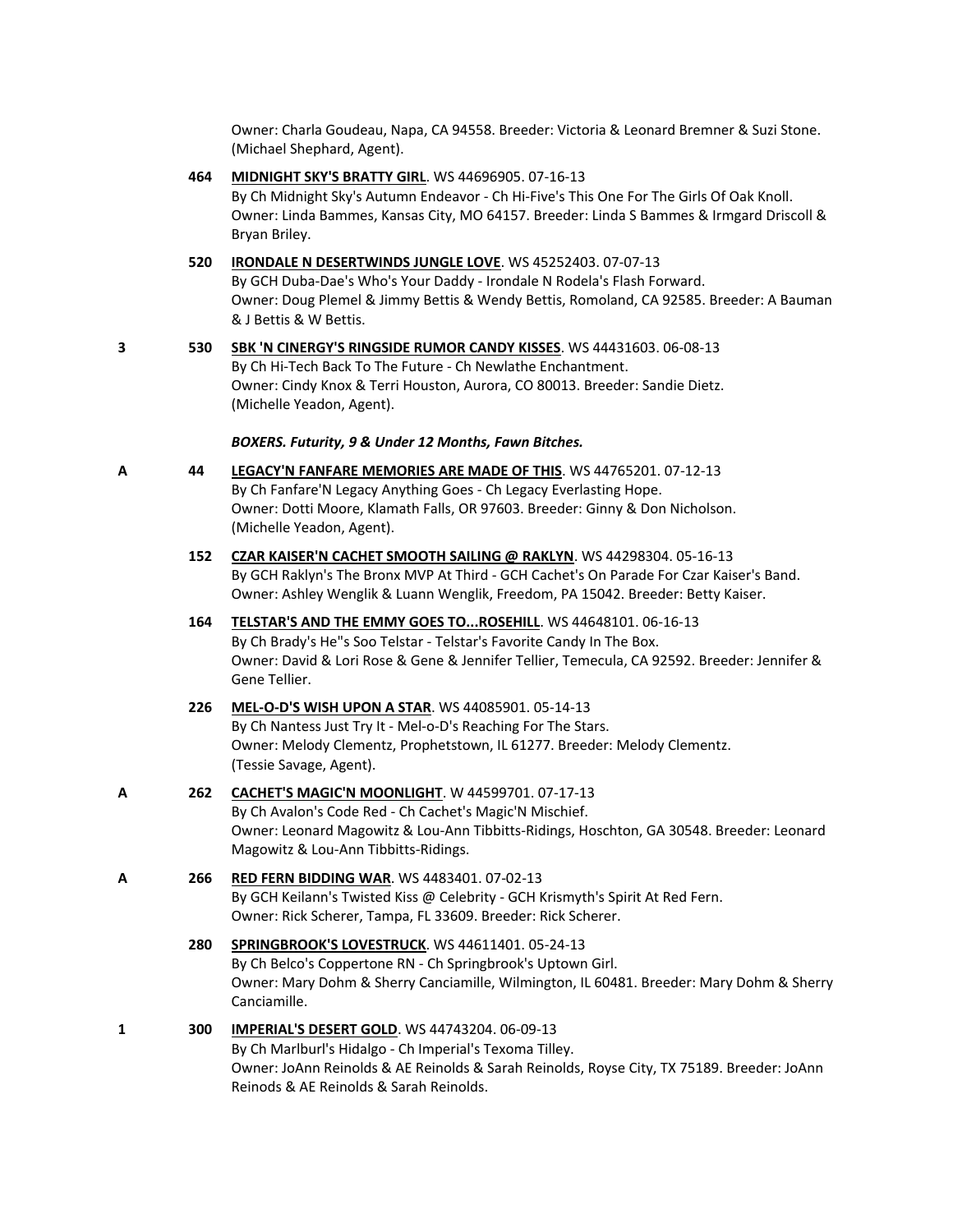Owner: Charla Goudeau, Napa, CA 94558. Breeder: Victoria & Leonard Bremner & Suzi Stone. (Michael Shephard, Agent).

**464** **MIDNIGHT SKY'S BRATTY GIRL**. WS 44696905. 07-16-13
By Ch Midnight Sky's Autumn Endeavor - Ch Hi-Five's This One For The Girls Of Oak Knoll.
Owner: Linda Bammes, Kansas City, MO 64157. Breeder: Linda S Bammes & Irmgard Driscoll & Bryan Briley.

**520** **IRONDALE N DESERTWINDS JUNGLE LOVE**. WS 45252403. 07-07-13
By GCH Duba-Dae's Who's Your Daddy - Irondale N Rodela's Flash Forward.
Owner: Doug Plemel & Jimmy Bettis & Wendy Bettis, Romoland, CA 92585. Breeder: A Bauman & J Bettis & W Bettis.

3 **530** **SBK 'N CINERGY'S RINGSIDE RUMOR CANDY KISSES**. WS 44431603. 06-08-13
By Ch Hi-Tech Back To The Future - Ch Newlathe Enchantment.
Owner: Cindy Knox & Terri Houston, Aurora, CO 80013. Breeder: Sandie Dietz.
(Michelle Yeadon, Agent).

***BOXERS. Futurity, 9 & Under 12 Months, Fawn Bitches.***

A **44** **LEGACY'N FANFARE MEMORIES ARE MADE OF THIS**. WS 44765201. 07-12-13
By Ch Fanfare'N Legacy Anything Goes - Ch Legacy Everlasting Hope.
Owner: Dotti Moore, Klamath Falls, OR 97603. Breeder: Ginny & Don Nicholson.
(Michelle Yeadon, Agent).

**152** **CZAR KAISER'N CACHET SMOOTH SAILING @ RAKLYN**. WS 44298304. 05-16-13
By GCH Raklyn's The Bronx MVP At Third - GCH Cachet's On Parade For Czar Kaiser's Band.
Owner: Ashley Wenglik & Luann Wenglik, Freedom, PA 15042. Breeder: Betty Kaiser.

**164** **TELSTAR'S AND THE EMMY GOES TO...ROSEHILL**. WS 44648101. 06-16-13
By Ch Brady's He"s Soo Telstar - Telstar's Favorite Candy In The Box.
Owner: David & Lori Rose & Gene & Jennifer Tellier, Temecula, CA 92592. Breeder: Jennifer & Gene Tellier.

**226** **MEL-O-D'S WISH UPON A STAR**. WS 44085901. 05-14-13
By Ch Nantess Just Try It - Mel-o-D's Reaching For The Stars.
Owner: Melody Clementz, Prophetstown, IL 61277. Breeder: Melody Clementz.
(Tessie Savage, Agent).

A **262** **CACHET'S MAGIC'N MOONLIGHT**. W 44599701. 07-17-13
By Ch Avalon's Code Red - Ch Cachet's Magic'N Mischief.
Owner: Leonard Magowitz & Lou-Ann Tibbitts-Ridings, Hoschton, GA 30548. Breeder: Leonard Magowitz & Lou-Ann Tibbitts-Ridings.

A **266** **RED FERN BIDDING WAR**. WS 4483401. 07-02-13
By GCH Keilann's Twisted Kiss @ Celebrity - GCH Krismyth's Spirit At Red Fern.
Owner: Rick Scherer, Tampa, FL 33609. Breeder: Rick Scherer.

**280** **SPRINGBROOK'S LOVESTRUCK**. WS 44611401. 05-24-13
By Ch Belco's Coppertone RN - Ch Springbrook's Uptown Girl.
Owner: Mary Dohm & Sherry Canciamille, Wilmington, IL 60481. Breeder: Mary Dohm & Sherry Canciamille.

1 **300** **IMPERIAL'S DESERT GOLD**. WS 44743204. 06-09-13
By Ch Marlburl's Hidalgo - Ch Imperial's Texoma Tilley.
Owner: JoAnn Reinolds & AE Reinolds & Sarah Reinolds, Royse City, TX 75189. Breeder: JoAnn Reinods & AE Reinolds & Sarah Reinolds.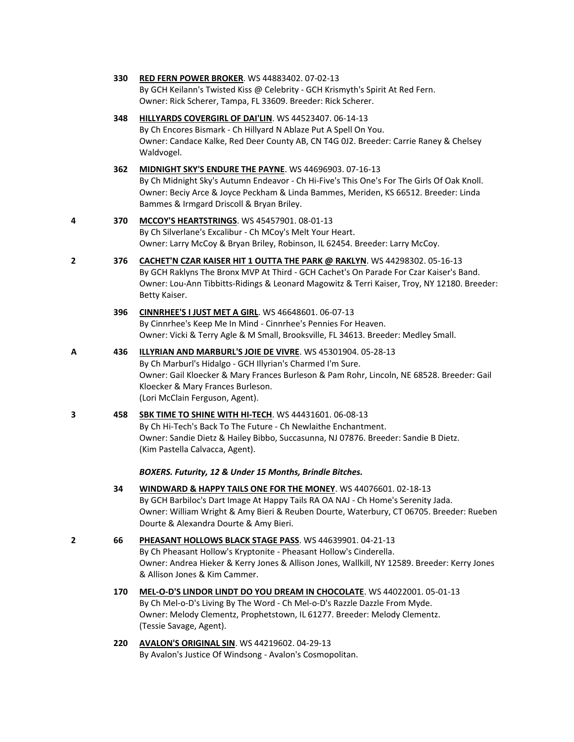330 **RED FERN POWER BROKER**. WS 44883402. 07-02-13
By GCH Keilann's Twisted Kiss @ Celebrity - GCH Krismyth's Spirit At Red Fern.
Owner: Rick Scherer, Tampa, FL 33609. Breeder: Rick Scherer.

348 **HILLYARDS COVERGIRL OF DAI'LIN**. WS 44523407. 06-14-13
By Ch Encores Bismark - Ch Hillyard N Ablaze Put A Spell On You.
Owner: Candace Kalke, Red Deer County AB, CN T4G 0J2. Breeder: Carrie Raney & Chelsey Waldvogel.

362 **MIDNIGHT SKY'S ENDURE THE PAYNE**. WS 44696903. 07-16-13
By Ch Midnight Sky's Autumn Endeavor - Ch Hi-Five's This One's For The Girls Of Oak Knoll.
Owner: Beciy Arce & Joyce Peckham & Linda Bammes, Meriden, KS 66512. Breeder: Linda Bammes & Irmgard Driscoll & Bryan Briley.

4 370 **MCCOY'S HEARTSTRINGS**. WS 45457901. 08-01-13
By Ch Silverlane's Excalibur - Ch MCoy's Melt Your Heart.
Owner: Larry McCoy & Bryan Briley, Robinson, IL 62454. Breeder: Larry McCoy.

2 376 **CACHET'N CZAR KAISER HIT 1 OUTTA THE PARK @ RAKLYN**. WS 44298302. 05-16-13
By GCH Raklyns The Bronx MVP At Third - GCH Cachet's On Parade For Czar Kaiser's Band.
Owner: Lou-Ann Tibbitts-Ridings & Leonard Magowitz & Terri Kaiser, Troy, NY 12180. Breeder: Betty Kaiser.

396 **CINNRHEE'S I JUST MET A GIRL**. WS 46648601. 06-07-13
By Cinnrhee's Keep Me In Mind - Cinnrhee's Pennies For Heaven.
Owner: Vicki & Terry Agle & M Small, Brooksville, FL 34613. Breeder: Medley Small.

A 436 **ILLYRIAN AND MARBURL'S JOIE DE VIVRE**. WS 45301904. 05-28-13
By Ch Marburl's Hidalgo - GCH Illyrian's Charmed I'm Sure.
Owner: Gail Kloecker & Mary Frances Burleson & Pam Rohr, Lincoln, NE 68528. Breeder: Gail Kloecker & Mary Frances Burleson.
(Lori McClain Ferguson, Agent).

3 458 **SBK TIME TO SHINE WITH HI-TECH**. WS 44431601. 06-08-13
By Ch Hi-Tech's Back To The Future - Ch Newlaithe Enchantment.
Owner: Sandie Dietz & Hailey Bibbo, Succasunna, NJ 07876. Breeder: Sandie B Dietz.
(Kim Pastella Calvacca, Agent).

***BOXERS. Futurity, 12 & Under 15 Months, Brindle Bitches.***

34 **WINDWARD & HAPPY TAILS ONE FOR THE MONEY**. WS 44076601. 02-18-13
By GCH Barbiloc's Dart Image At Happy Tails RA OA NAJ - Ch Home's Serenity Jada.
Owner: William Wright & Amy Bieri & Reuben Dourte, Waterbury, CT 06705. Breeder: Rueben Dourte & Alexandra Dourte & Amy Bieri.

2 66 **PHEASANT HOLLOWS BLACK STAGE PASS**. WS 44639901. 04-21-13
By Ch Pheasant Hollow's Kryptonite - Pheasant Hollow's Cinderella.
Owner: Andrea Hieker & Kerry Jones & Allison Jones, Wallkill, NY 12589. Breeder: Kerry Jones & Allison Jones & Kim Cammer.

170 **MEL-O-D'S LINDOR LINDT DO YOU DREAM IN CHOCOLATE**. WS 44022001. 05-01-13
By Ch Mel-o-D's Living By The Word - Ch Mel-o-D's Razzle Dazzle From Myde.
Owner: Melody Clementz, Prophetstown, IL 61277. Breeder: Melody Clementz.
(Tessie Savage, Agent).

220 **AVALON'S ORIGINAL SIN**. WS 44219602. 04-29-13
By Avalon's Justice Of Windsong - Avalon's Cosmopolitan.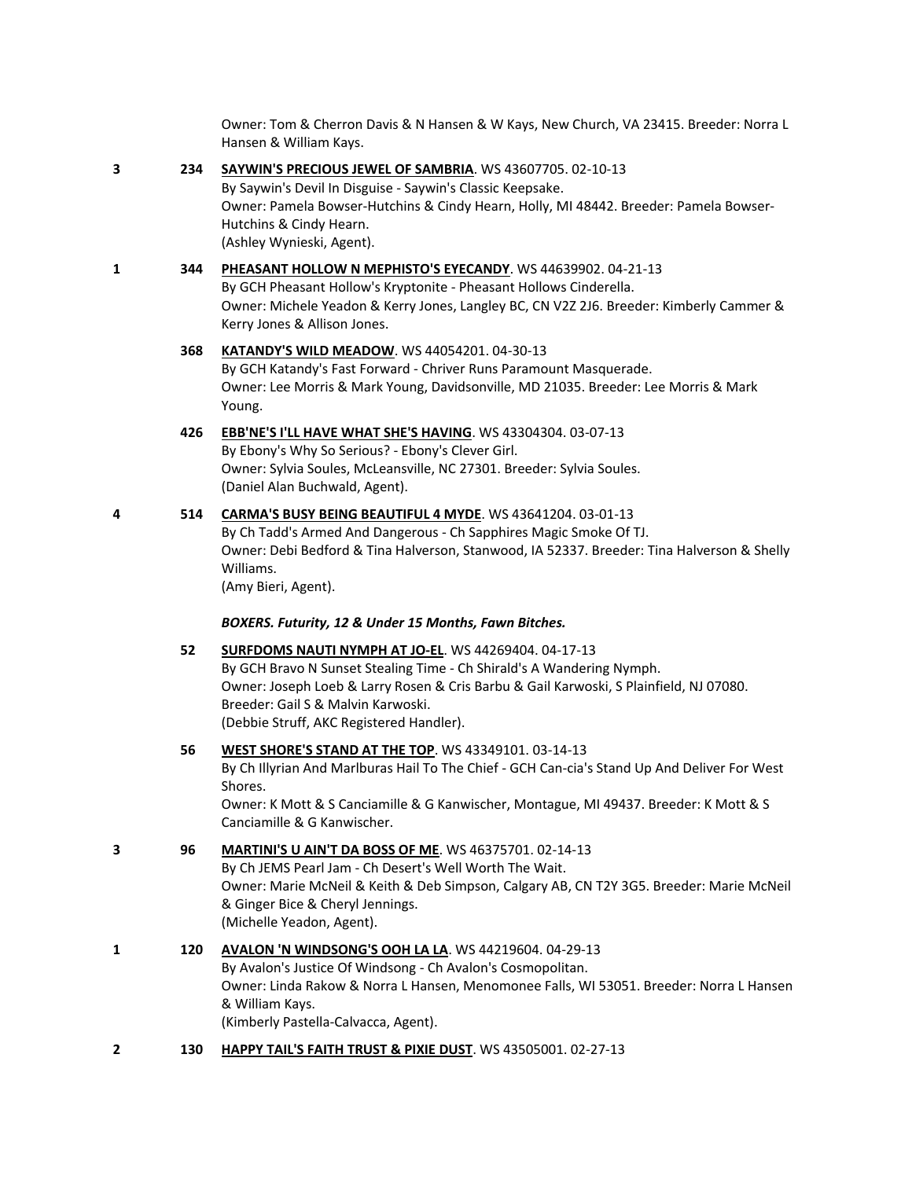Owner: Tom & Cherron Davis & N Hansen & W Kays, New Church, VA 23415. Breeder: Norra L Hansen & William Kays.

3 **234** **SAYWIN'S PRECIOUS JEWEL OF SAMBRIA**. WS 43607705. 02-10-13
By Saywin's Devil In Disguise - Saywin's Classic Keepsake.
Owner: Pamela Bowser-Hutchins & Cindy Hearn, Holly, MI 48442. Breeder: Pamela Bowser-Hutchins & Cindy Hearn.
(Ashley Wynieski, Agent).

1 **344** **PHEASANT HOLLOW N MEPHISTO'S EYECANDY**. WS 44639902. 04-21-13
By GCH Pheasant Hollow's Kryptonite - Pheasant Hollows Cinderella.
Owner: Michele Yeadon & Kerry Jones, Langley BC, CN V2Z 2J6. Breeder: Kimberly Cammer & Kerry Jones & Allison Jones.

**368** **KATANDY'S WILD MEADOW**. WS 44054201. 04-30-13
By GCH Katandy's Fast Forward - Chriver Runs Paramount Masquerade.
Owner: Lee Morris & Mark Young, Davidsonville, MD 21035. Breeder: Lee Morris & Mark Young.

**426** **EBB'NE'S I'LL HAVE WHAT SHE'S HAVING**. WS 43304304. 03-07-13
By Ebony's Why So Serious? - Ebony's Clever Girl.
Owner: Sylvia Soules, McLeansville, NC 27301. Breeder: Sylvia Soules.
(Daniel Alan Buchwald, Agent).

4 **514** **CARMA'S BUSY BEING BEAUTIFUL 4 MYDE**. WS 43641204. 03-01-13
By Ch Tadd's Armed And Dangerous - Ch Sapphires Magic Smoke Of TJ.
Owner: Debi Bedford & Tina Halverson, Stanwood, IA 52337. Breeder: Tina Halverson & Shelly Williams.
(Amy Bieri, Agent).

***BOXERS. Futurity, 12 & Under 15 Months, Fawn Bitches.***

**52** **SURFDOMS NAUTI NYMPH AT JO-EL**. WS 44269404. 04-17-13
By GCH Bravo N Sunset Stealing Time - Ch Shirald's A Wandering Nymph.
Owner: Joseph Loeb & Larry Rosen & Cris Barbu & Gail Karwoski, S Plainfield, NJ 07080. Breeder: Gail S & Malvin Karwoski.
(Debbie Struff, AKC Registered Handler).

**56** **WEST SHORE'S STAND AT THE TOP**. WS 43349101. 03-14-13
By Ch Illyrian And Marlburas Hail To The Chief - GCH Can-cia's Stand Up And Deliver For West Shores.
Owner: K Mott & S Canciamille & G Kanwischer, Montague, MI 49437. Breeder: K Mott & S Canciamille & G Kanwischer.

3 **96** **MARTINI'S U AIN'T DA BOSS OF ME**. WS 46375701. 02-14-13
By Ch JEMS Pearl Jam - Ch Desert's Well Worth The Wait.
Owner: Marie McNeil & Keith & Deb Simpson, Calgary AB, CN T2Y 3G5. Breeder: Marie McNeil & Ginger Bice & Cheryl Jennings.
(Michelle Yeadon, Agent).

1 **120** **AVALON 'N WINDSONG'S OOH LA LA**. WS 44219604. 04-29-13
By Avalon's Justice Of Windsong - Ch Avalon's Cosmopolitan.
Owner: Linda Rakow & Norra L Hansen, Menomonee Falls, WI 53051. Breeder: Norra L Hansen & William Kays.
(Kimberly Pastella-Calvacca, Agent).

2 **130** **HAPPY TAIL'S FAITH TRUST & PIXIE DUST**. WS 43505001. 02-27-13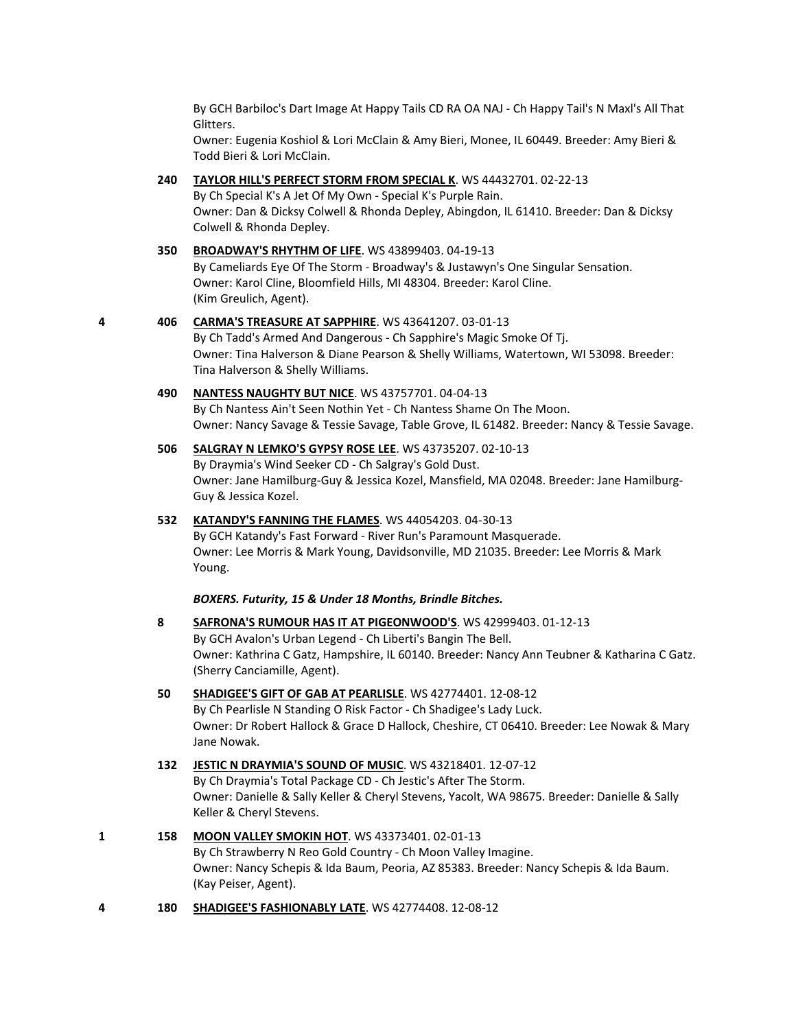By GCH Barbiloc's Dart Image At Happy Tails CD RA OA NAJ - Ch Happy Tail's N Maxl's All That Glitters.
Owner: Eugenia Koshiol & Lori McClain & Amy Bieri, Monee, IL 60449. Breeder: Amy Bieri & Todd Bieri & Lori McClain.

**240** **TAYLOR HILL'S PERFECT STORM FROM SPECIAL K**. WS 44432701. 02-22-13
By Ch Special K's A Jet Of My Own - Special K's Purple Rain.
Owner: Dan & Dicksy Colwell & Rhonda Depley, Abingdon, IL 61410. Breeder: Dan & Dicksy Colwell & Rhonda Depley.

**350** **BROADWAY'S RHYTHM OF LIFE**. WS 43899403. 04-19-13
By Cameliards Eye Of The Storm - Broadway's & Justawyn's One Singular Sensation.
Owner: Karol Cline, Bloomfield Hills, MI 48304. Breeder: Karol Cline.
(Kim Greulich, Agent).

**4** **406** **CARMA'S TREASURE AT SAPPHIRE**. WS 43641207. 03-01-13
By Ch Tadd's Armed And Dangerous - Ch Sapphire's Magic Smoke Of Tj.
Owner: Tina Halverson & Diane Pearson & Shelly Williams, Watertown, WI 53098. Breeder: Tina Halverson & Shelly Williams.

**490** **NANTESS NAUGHTY BUT NICE**. WS 43757701. 04-04-13
By Ch Nantess Ain't Seen Nothin Yet - Ch Nantess Shame On The Moon.
Owner: Nancy Savage & Tessie Savage, Table Grove, IL 61482. Breeder: Nancy & Tessie Savage.

**506** **SALGRAY N LEMKO'S GYPSY ROSE LEE**. WS 43735207. 02-10-13
By Draymia's Wind Seeker CD - Ch Salgray's Gold Dust.
Owner: Jane Hamilburg-Guy & Jessica Kozel, Mansfield, MA 02048. Breeder: Jane Hamilburg-Guy & Jessica Kozel.

**532** **KATANDY'S FANNING THE FLAMES**. WS 44054203. 04-30-13
By GCH Katandy's Fast Forward - River Run's Paramount Masquerade.
Owner: Lee Morris & Mark Young, Davidsonville, MD 21035. Breeder: Lee Morris & Mark Young.

***BOXERS. Futurity, 15 & Under 18 Months, Brindle Bitches.***

**8** **SAFRONA'S RUMOUR HAS IT AT PIGEONWOOD'S**. WS 42999403. 01-12-13
By GCH Avalon's Urban Legend - Ch Liberti's Bangin The Bell.
Owner: Kathrina C Gatz, Hampshire, IL 60140. Breeder: Nancy Ann Teubner & Katharina C Gatz.
(Sherry Canciamille, Agent).

**50** **SHADIGEE'S GIFT OF GAB AT PEARLISLE**. WS 42774401. 12-08-12
By Ch Pearlisle N Standing O Risk Factor - Ch Shadigee's Lady Luck.
Owner: Dr Robert Hallock & Grace D Hallock, Cheshire, CT 06410. Breeder: Lee Nowak & Mary Jane Nowak.

**132** **JESTIC N DRAYMIA'S SOUND OF MUSIC**. WS 43218401. 12-07-12
By Ch Draymia's Total Package CD - Ch Jestic's After The Storm.
Owner: Danielle & Sally Keller & Cheryl Stevens, Yacolt, WA 98675. Breeder: Danielle & Sally Keller & Cheryl Stevens.

**1** **158** **MOON VALLEY SMOKIN HOT**. WS 43373401. 02-01-13
By Ch Strawberry N Reo Gold Country - Ch Moon Valley Imagine.
Owner: Nancy Schepis & Ida Baum, Peoria, AZ 85383. Breeder: Nancy Schepis & Ida Baum.
(Kay Peiser, Agent).

**4** **180** **SHADIGEE'S FASHIONABLY LATE**. WS 42774408. 12-08-12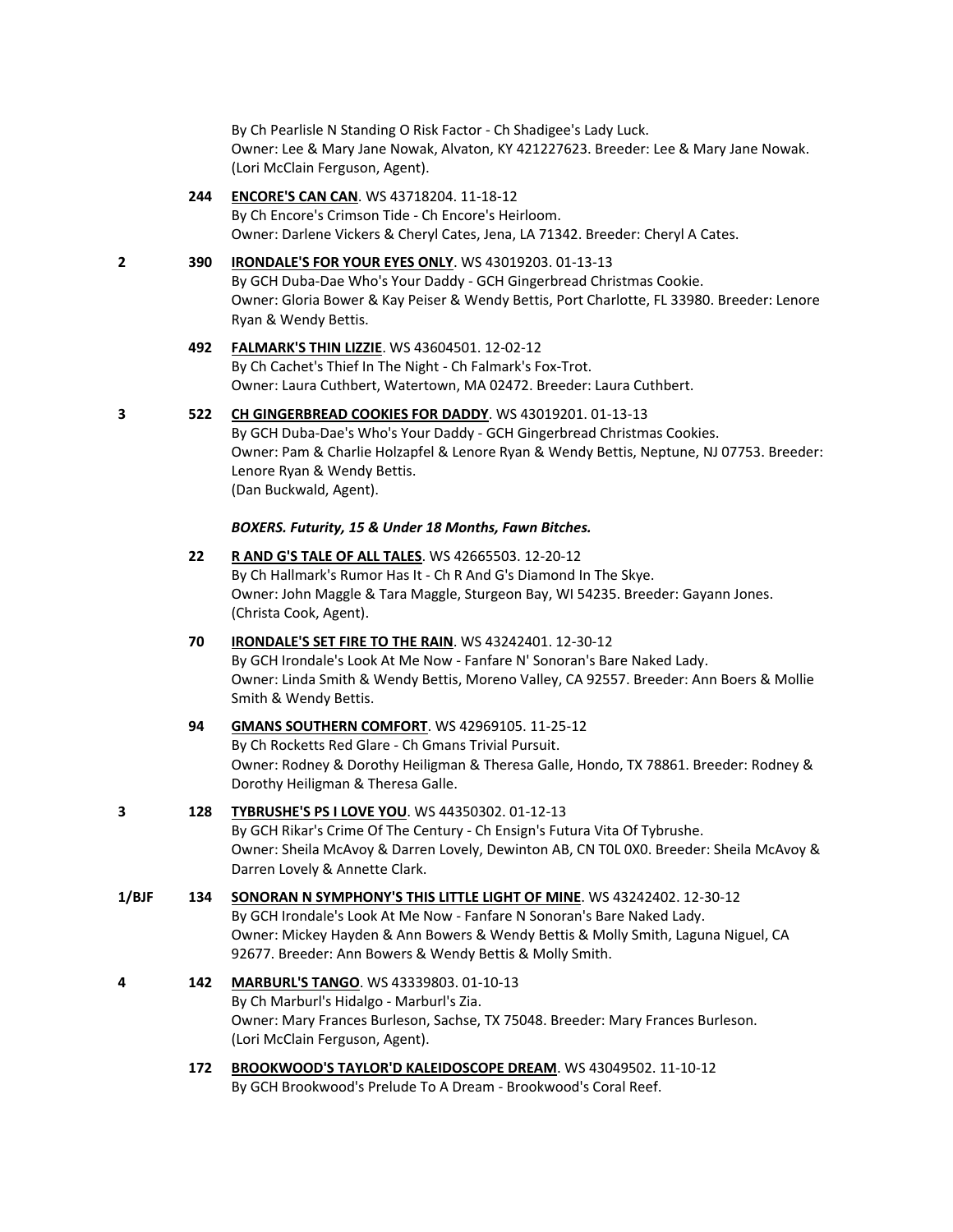By Ch Pearlisle N Standing O Risk Factor - Ch Shadigee's Lady Luck.
Owner: Lee & Mary Jane Nowak, Alvaton, KY 421227623. Breeder: Lee & Mary Jane Nowak.
(Lori McClain Ferguson, Agent).

**244** **ENCORE'S CAN CAN**. WS 43718204. 11-18-12
By Ch Encore's Crimson Tide - Ch Encore's Heirloom.
Owner: Darlene Vickers & Cheryl Cates, Jena, LA 71342. Breeder: Cheryl A Cates.

**2** **390** **IRONDALE'S FOR YOUR EYES ONLY**. WS 43019203. 01-13-13
By GCH Duba-Dae Who's Your Daddy - GCH Gingerbread Christmas Cookie.
Owner: Gloria Bower & Kay Peiser & Wendy Bettis, Port Charlotte, FL 33980. Breeder: Lenore Ryan & Wendy Bettis.

**492** **FALMARK'S THIN LIZZIE**. WS 43604501. 12-02-12
By Ch Cachet's Thief In The Night - Ch Falmark's Fox-Trot.
Owner: Laura Cuthbert, Watertown, MA 02472. Breeder: Laura Cuthbert.

**3** **522** **CH GINGERBREAD COOKIES FOR DADDY**. WS 43019201. 01-13-13
By GCH Duba-Dae's Who's Your Daddy - GCH Gingerbread Christmas Cookies.
Owner: Pam & Charlie Holzapfel & Lenore Ryan & Wendy Bettis, Neptune, NJ 07753. Breeder: Lenore Ryan & Wendy Bettis.
(Dan Buckwald, Agent).

***BOXERS. Futurity, 15 & Under 18 Months, Fawn Bitches.***

**22** **R AND G'S TALE OF ALL TALES**. WS 42665503. 12-20-12
By Ch Hallmark's Rumor Has It - Ch R And G's Diamond In The Skye.
Owner: John Maggle & Tara Maggle, Sturgeon Bay, WI 54235. Breeder: Gayann Jones.
(Christa Cook, Agent).

**70** **IRONDALE'S SET FIRE TO THE RAIN**. WS 43242401. 12-30-12
By GCH Irondale's Look At Me Now - Fanfare N' Sonoran's Bare Naked Lady.
Owner: Linda Smith & Wendy Bettis, Moreno Valley, CA 92557. Breeder: Ann Boers & Mollie Smith & Wendy Bettis.

**94** **GMANS SOUTHERN COMFORT**. WS 42969105. 11-25-12
By Ch Rocketts Red Glare - Ch Gmans Trivial Pursuit.
Owner: Rodney & Dorothy Heiligman & Theresa Galle, Hondo, TX 78861. Breeder: Rodney & Dorothy Heiligman & Theresa Galle.

**3** **128** **TYBRUSHE'S PS I LOVE YOU**. WS 44350302. 01-12-13
By GCH Rikar's Crime Of The Century - Ch Ensign's Futura Vita Of Tybrushe.
Owner: Sheila McAvoy & Darren Lovely, Dewinton AB, CN T0L 0X0. Breeder: Sheila McAvoy & Darren Lovely & Annette Clark.

**1/BJF** **134** **SONORAN N SYMPHONY'S THIS LITTLE LIGHT OF MINE**. WS 43242402. 12-30-12
By GCH Irondale's Look At Me Now - Fanfare N Sonoran's Bare Naked Lady.
Owner: Mickey Hayden & Ann Bowers & Wendy Bettis & Molly Smith, Laguna Niguel, CA 92677. Breeder: Ann Bowers & Wendy Bettis & Molly Smith.

**4** **142** **MARBURL'S TANGO**. WS 43339803. 01-10-13
By Ch Marburl's Hidalgo - Marburl's Zia.
Owner: Mary Frances Burleson, Sachse, TX 75048. Breeder: Mary Frances Burleson.
(Lori McClain Ferguson, Agent).

**172** **BROOKWOOD'S TAYLOR'D KALEIDOSCOPE DREAM**. WS 43049502. 11-10-12
By GCH Brookwood's Prelude To A Dream - Brookwood's Coral Reef.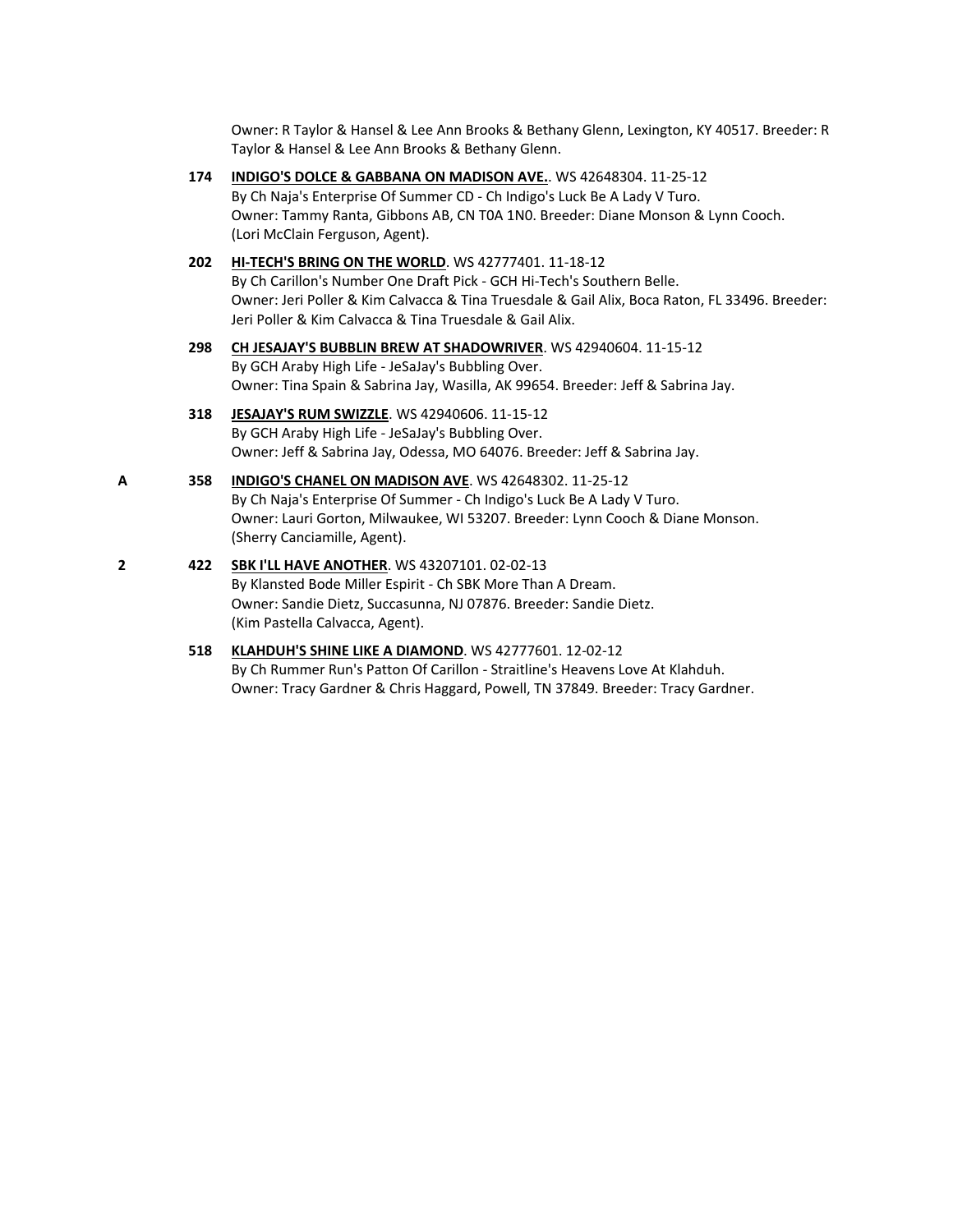Owner: R Taylor & Hansel & Lee Ann Brooks & Bethany Glenn, Lexington, KY 40517. Breeder: R Taylor & Hansel & Lee Ann Brooks & Bethany Glenn.

**174** **INDIGO'S DOLCE & GABBANA ON MADISON AVE.**. WS 42648304. 11-25-12
By Ch Naja's Enterprise Of Summer CD - Ch Indigo's Luck Be A Lady V Turo.
Owner: Tammy Ranta, Gibbons AB, CN T0A 1N0. Breeder: Diane Monson & Lynn Cooch.
(Lori McClain Ferguson, Agent).

**202** **HI-TECH'S BRING ON THE WORLD**. WS 42777401. 11-18-12
By Ch Carillon's Number One Draft Pick - GCH Hi-Tech's Southern Belle.
Owner: Jeri Poller & Kim Calvacca & Tina Truesdale & Gail Alix, Boca Raton, FL 33496. Breeder: Jeri Poller & Kim Calvacca & Tina Truesdale & Gail Alix.

**298** **CH JESAJAY'S BUBBLIN BREW AT SHADOWRIVER**. WS 42940604. 11-15-12
By GCH Araby High Life - JeSaJay's Bubbling Over.
Owner: Tina Spain & Sabrina Jay, Wasilla, AK 99654. Breeder: Jeff & Sabrina Jay.

**318** **JESAJAY'S RUM SWIZZLE**. WS 42940606. 11-15-12
By GCH Araby High Life - JeSaJay's Bubbling Over.
Owner: Jeff & Sabrina Jay, Odessa, MO 64076. Breeder: Jeff & Sabrina Jay.

A **358** **INDIGO'S CHANEL ON MADISON AVE**. WS 42648302. 11-25-12
By Ch Naja's Enterprise Of Summer - Ch Indigo's Luck Be A Lady V Turo.
Owner: Lauri Gorton, Milwaukee, WI 53207. Breeder: Lynn Cooch & Diane Monson.
(Sherry Canciamille, Agent).

2 **422** **SBK I'LL HAVE ANOTHER**. WS 43207101. 02-02-13
By Klansted Bode Miller Espirit - Ch SBK More Than A Dream.
Owner: Sandie Dietz, Succasunna, NJ 07876. Breeder: Sandie Dietz.
(Kim Pastella Calvacca, Agent).

**518** **KLAHDUH'S SHINE LIKE A DIAMOND**. WS 42777601. 12-02-12
By Ch Rummer Run's Patton Of Carillon - Straitline's Heavens Love At Klahduh.
Owner: Tracy Gardner & Chris Haggard, Powell, TN 37849. Breeder: Tracy Gardner.